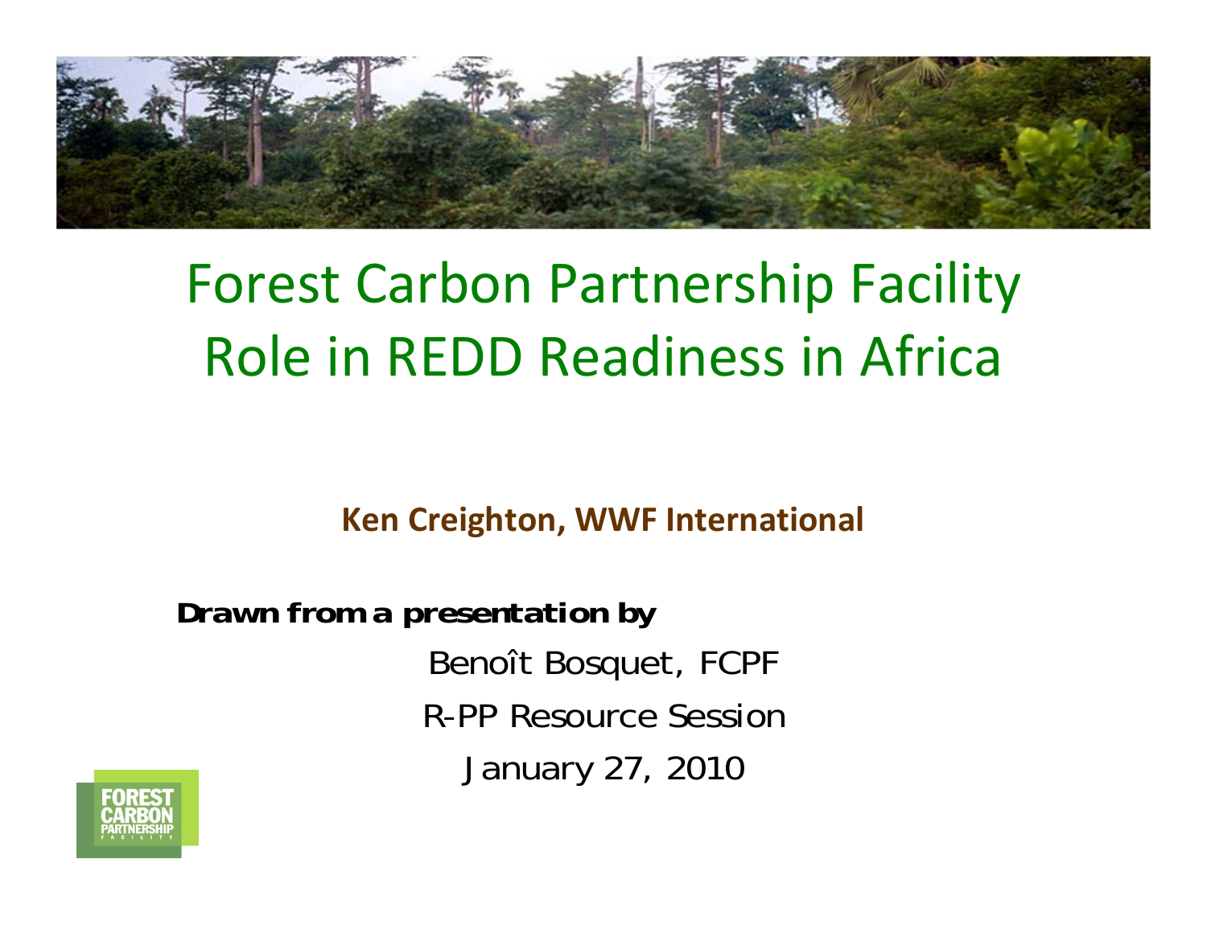# Forest Carbon Partnership Facility Role in REDD Readiness in Africa

**Ken Creighton, WWF International**

**Drawn from a presentation by**

Benoît Bosquet, FCPF

R-PP Resource Session

January 27, 2010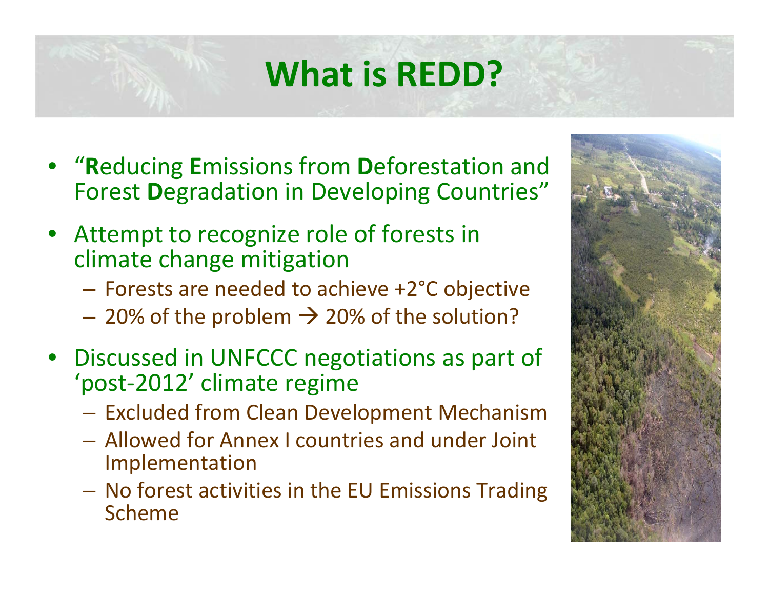# What is REDD?

- "**R**educing **E**missions from **D**eforestation and Forest **D**egradation in Developing Countries"
- Attempt to recognize role of forests in climate change mitigation
  - Forests are needed to achieve +2°C objective
  - 20% of the problem → 20% of the solution?
- Discussed in UNFCCC negotiations as part of 'post-2012' climate regime
  - Excluded from Clean Development Mechanism
  - Allowed for Annex I countries and under Joint Implementation
  - No forest activities in the EU Emissions Trading Scheme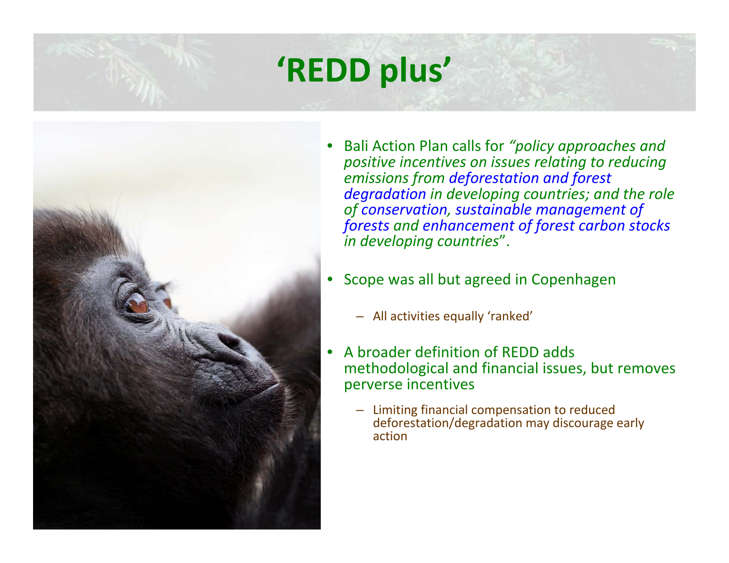# 'REDD plus'

- Bali Action Plan calls for *"policy approaches and positive incentives on issues relating to reducing emissions from deforestation and forest degradation in developing countries; and the role of conservation, sustainable management of forests and enhancement of forest carbon stocks in developing countries*".

- Scope was all but agreed in Copenhagen
  - All activities equally 'ranked'

- A broader definition of REDD adds methodological and financial issues, but removes perverse incentives
  - Limiting financial compensation to reduced deforestation/degradation may discourage early action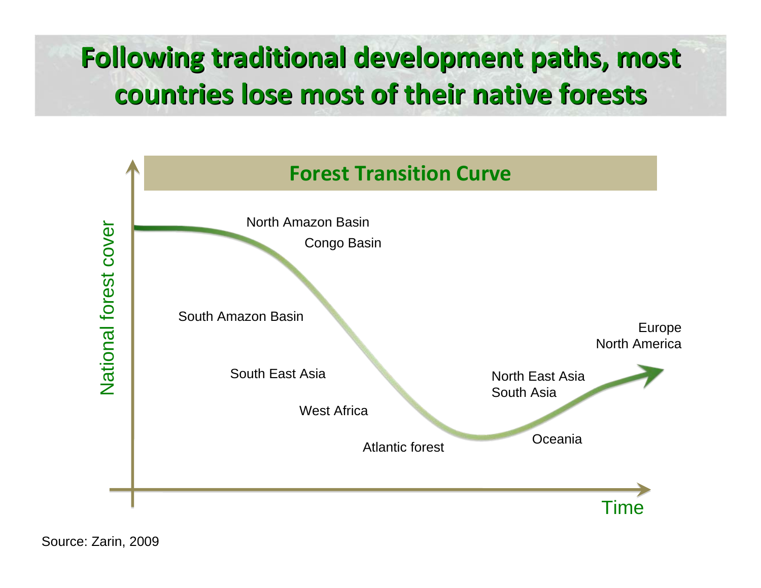# Following traditional development paths, most countries lose most of their native forests

**Forest Transition Curve**

National forest cover

North Amazon Basin

Congo Basin

South Amazon Basin

South East Asia

West Africa

Atlantic forest

North East Asia
South Asia

Oceania

Europe
North America

Time

Source: Zarin, 2009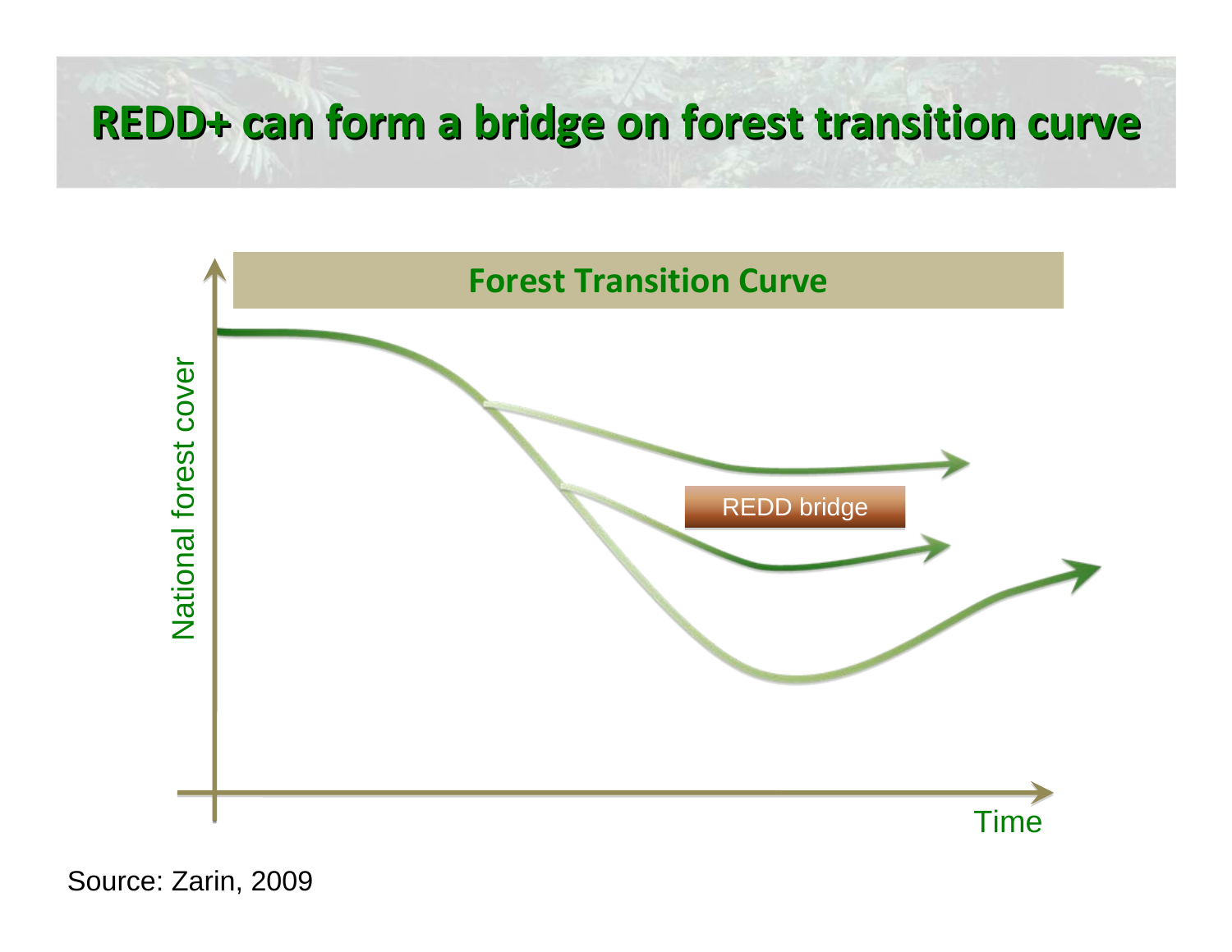# REDD+ can form a bridge on forest transition curve

**Forest Transition Curve**

National forest cover

REDD bridge

Time

Source: Zarin, 2009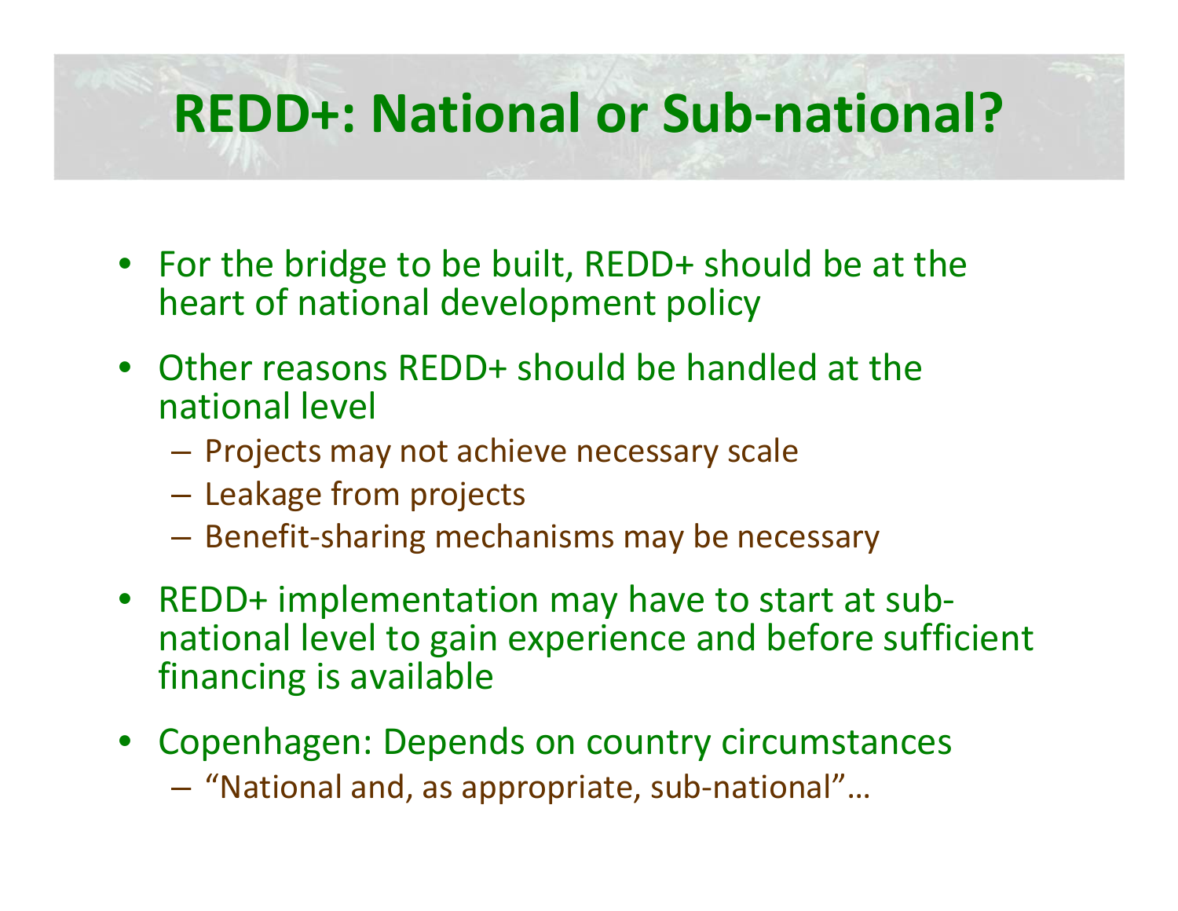# REDD+: National or Sub-national?

- For the bridge to be built, REDD+ should be at the heart of national development policy
- Other reasons REDD+ should be handled at the national level
  - Projects may not achieve necessary scale
  - Leakage from projects
  - Benefit-sharing mechanisms may be necessary
- REDD+ implementation may have to start at sub-national level to gain experience and before sufficient financing is available
- Copenhagen: Depends on country circumstances
  - "National and, as appropriate, sub-national"…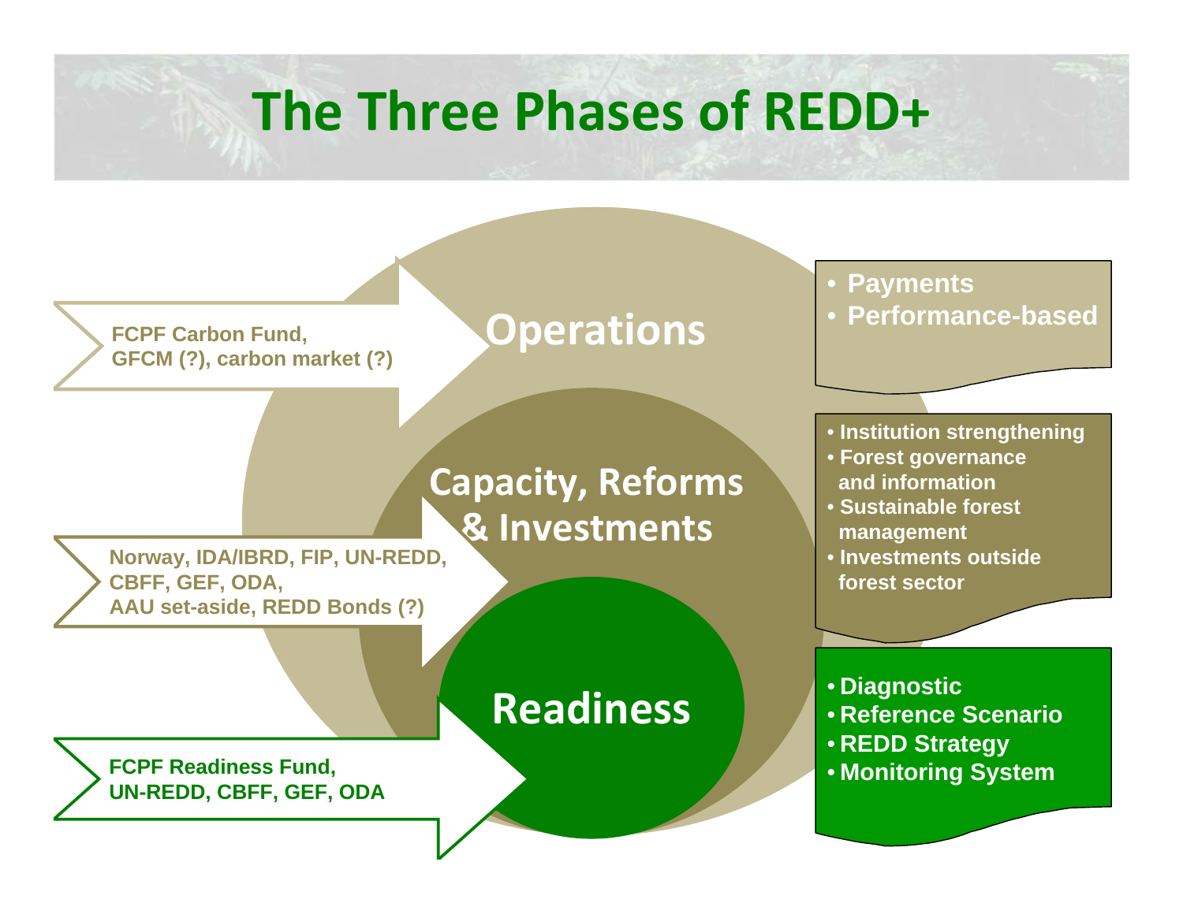# The Three Phases of REDD+

## Operations

FCPF Carbon Fund, GFCM (?), carbon market (?)

- Payments
- Performance-based

## Capacity, Reforms & Investments

Norway, IDA/IBRD, FIP, UN-REDD, CBFF, GEF, ODA, AAU set-aside, REDD Bonds (?)

- Institution strengthening
- Forest governance and information
- Sustainable forest management
- Investments outside forest sector

## Readiness

FCPF Readiness Fund, UN-REDD, CBFF, GEF, ODA

- Diagnostic
- Reference Scenario
- REDD Strategy
- Monitoring System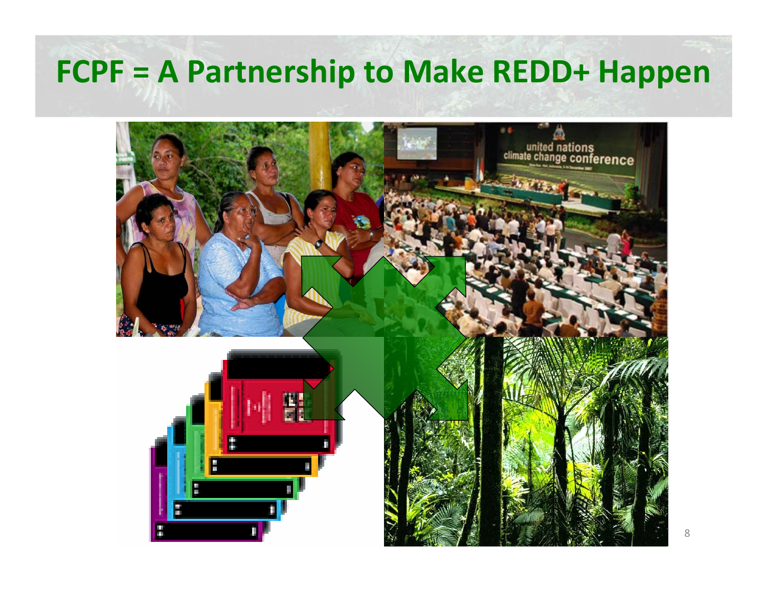# FCPF = A Partnership to Make REDD+ Happen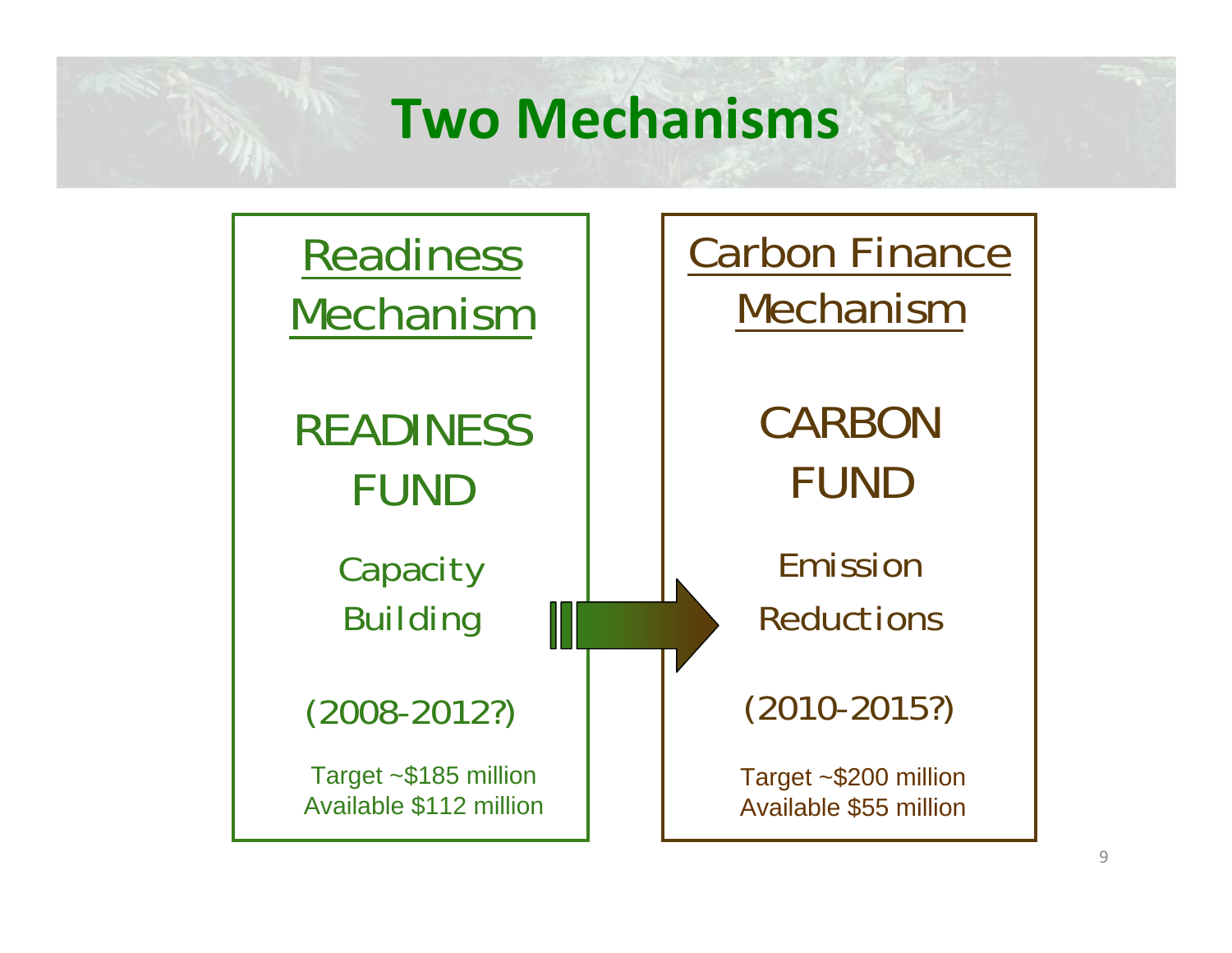# Two Mechanisms

## Readiness Mechanism

READINESS FUND

Capacity Building

(2008-2012?)

Target ~$185 million
Available $112 million

## Carbon Finance Mechanism

CARBON FUND

Emission Reductions

(2010-2015?)

Target ~$200 million
Available $55 million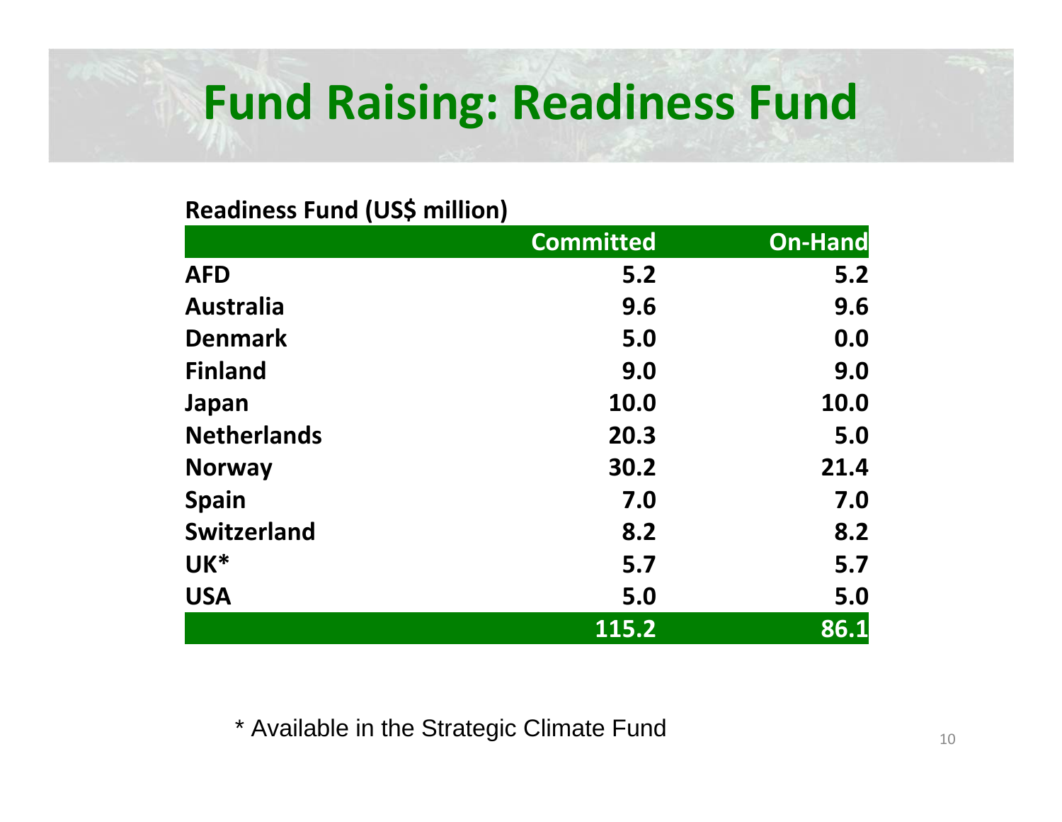# Fund Raising: Readiness Fund

**Readiness Fund (US$ million)**

| | Committed | On-Hand |
|---|---|---|
| AFD | 5.2 | 5.2 |
| Australia | 9.6 | 9.6 |
| Denmark | 5.0 | 0.0 |
| Finland | 9.0 | 9.0 |
| Japan | 10.0 | 10.0 |
| Netherlands | 20.3 | 5.0 |
| Norway | 30.2 | 21.4 |
| Spain | 7.0 | 7.0 |
| Switzerland | 8.2 | 8.2 |
| UK* | 5.7 | 5.7 |
| USA | 5.0 | 5.0 |
| | 115.2 | 86.1 |

* Available in the Strategic Climate Fund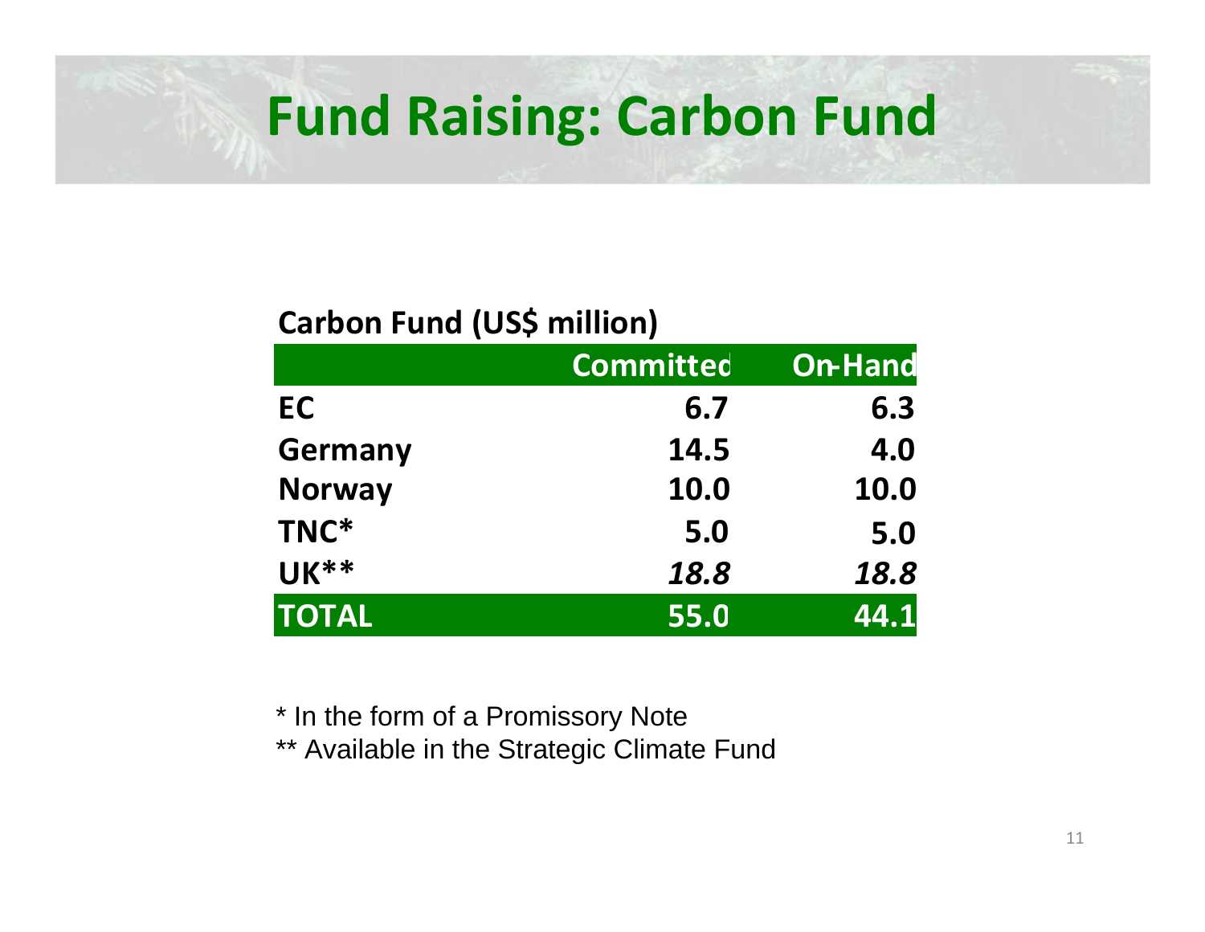# Fund Raising: Carbon Fund

**Carbon Fund (US$ million)**

| | Committed | On-Hand |
|---|---|---|
| **EC** | **6.7** | **6.3** |
| **Germany** | **14.5** | **4.0** |
| **Norway** | **10.0** | **10.0** |
| **TNC*** | **5.0** | **5.0** |
| **UK**** | ***18.8*** | ***18.8*** |
| **TOTAL** | **55.0** | **44.1** |

* In the form of a Promissory Note

** Available in the Strategic Climate Fund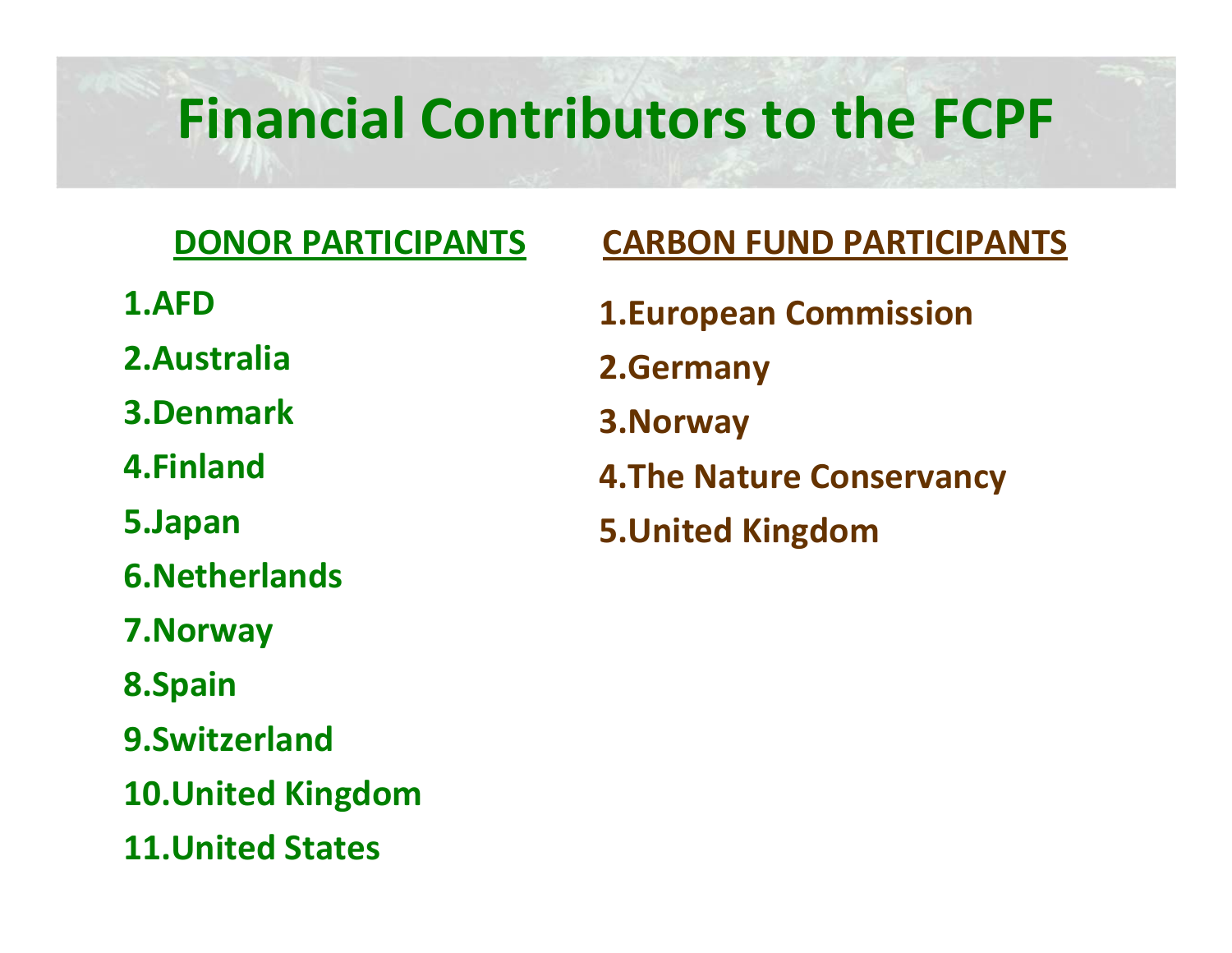# Financial Contributors to the FCPF

## DONOR PARTICIPANTS

1. AFD
2. Australia
3. Denmark
4. Finland
5. Japan
6. Netherlands
7. Norway
8. Spain
9. Switzerland
10. United Kingdom
11. United States

## CARBON FUND PARTICIPANTS

1. European Commission
2. Germany
3. Norway
4. The Nature Conservancy
5. United Kingdom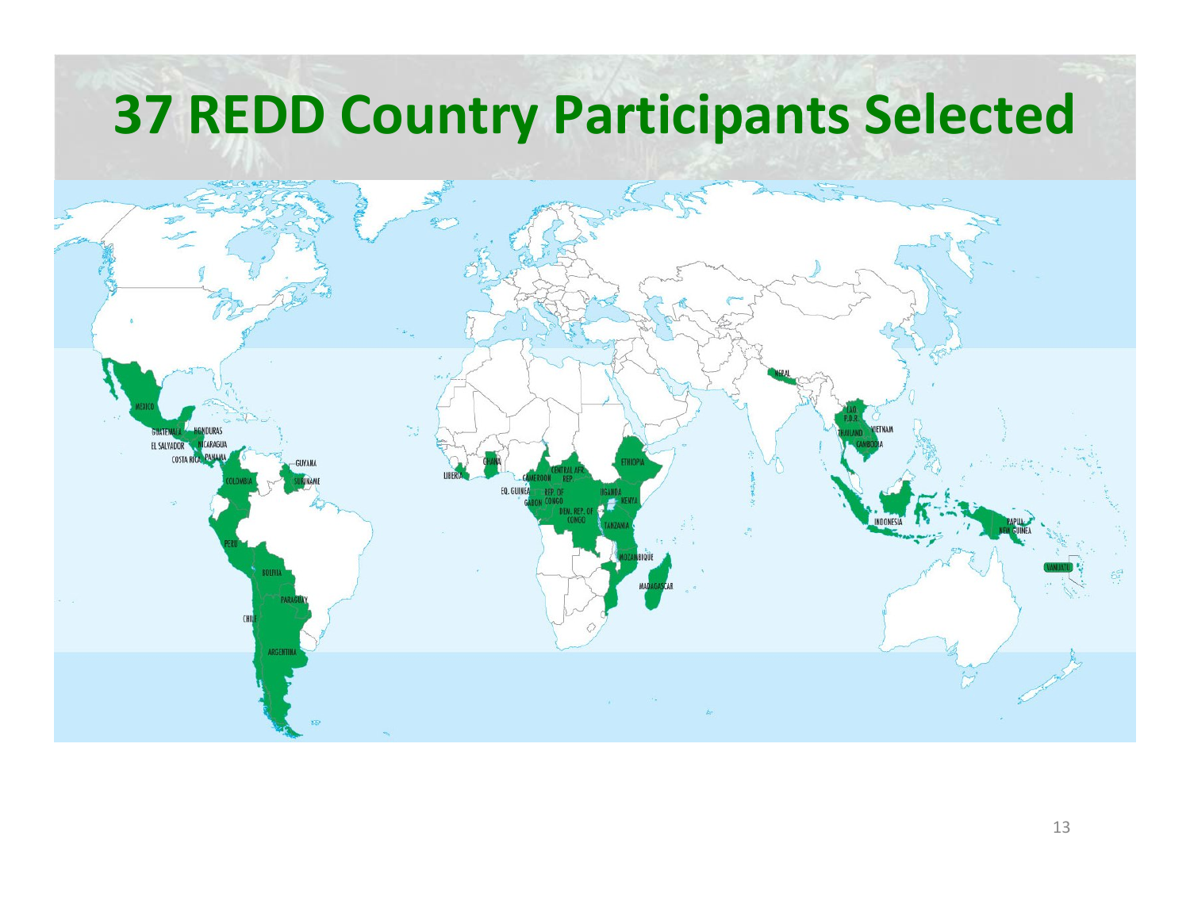# 37 REDD Country Participants Selected

MEXICO
GUATEMALA
HONDURAS
EL SALVADOR
NICARAGUA
COSTA RICA
PANAMA
GUYANA
SURINAME
COLOMBIA
PERU
BOLIVIA
PARAGUAY
CHILE
ARGENTINA
LIBERIA
GHANA
CAMEROON
CENTRAL AFR. REP.
EQ. GUINEA
GABON
REP. OF CONGO
DEM. REP. OF CONGO
UGANDA
ETHIOPIA
KENYA
TANZANIA
MOZAMBIQUE
MADAGASCAR
NEPAL
LAO P.D.R.
THAILAND
VIETNAM
CAMBODIA
INDONESIA
PAPUA NEW GUINEA
VANUATU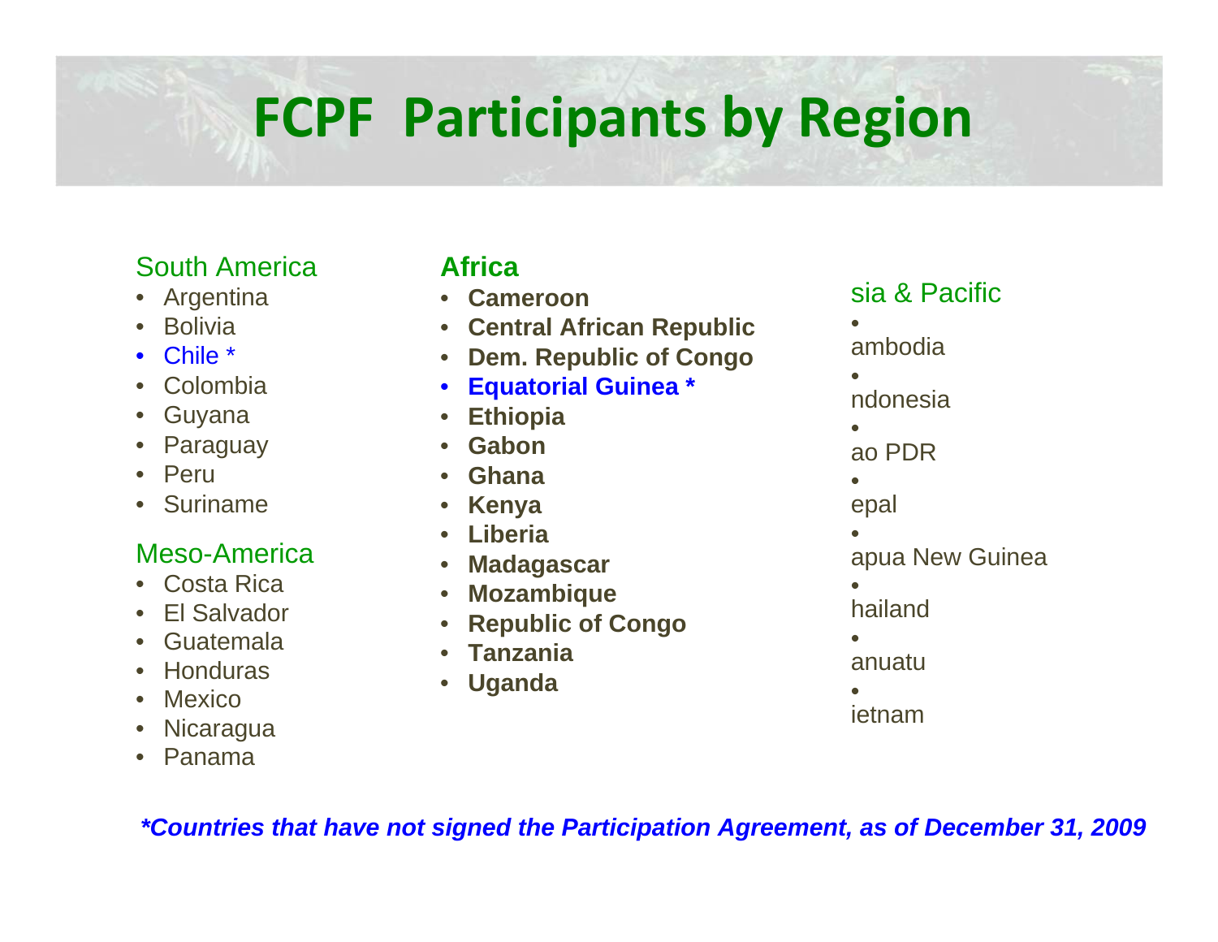# FCPF Participants by Region

## South America

- Argentina
- Bolivia
- Chile *
- Colombia
- Guyana
- Paraguay
- Peru
- Suriname

## Meso-America

- Costa Rica
- El Salvador
- Guatemala
- Honduras
- Mexico
- Nicaragua
- Panama

## Africa

- **Cameroon**
- **Central African Republic**
- **Dem. Republic of Congo**
- **Equatorial Guinea ***
- **Ethiopia**
- **Gabon**
- **Ghana**
- **Kenya**
- **Liberia**
- **Madagascar**
- **Mozambique**
- **Republic of Congo**
- **Tanzania**
- **Uganda**

## sia & Pacific

- ambodia
- ndonesia
- ao PDR
- epal
- apua New Guinea
- hailand
- anuatu
- ietnam

***Countries that have not signed the Participation Agreement, as of December 31, 2009***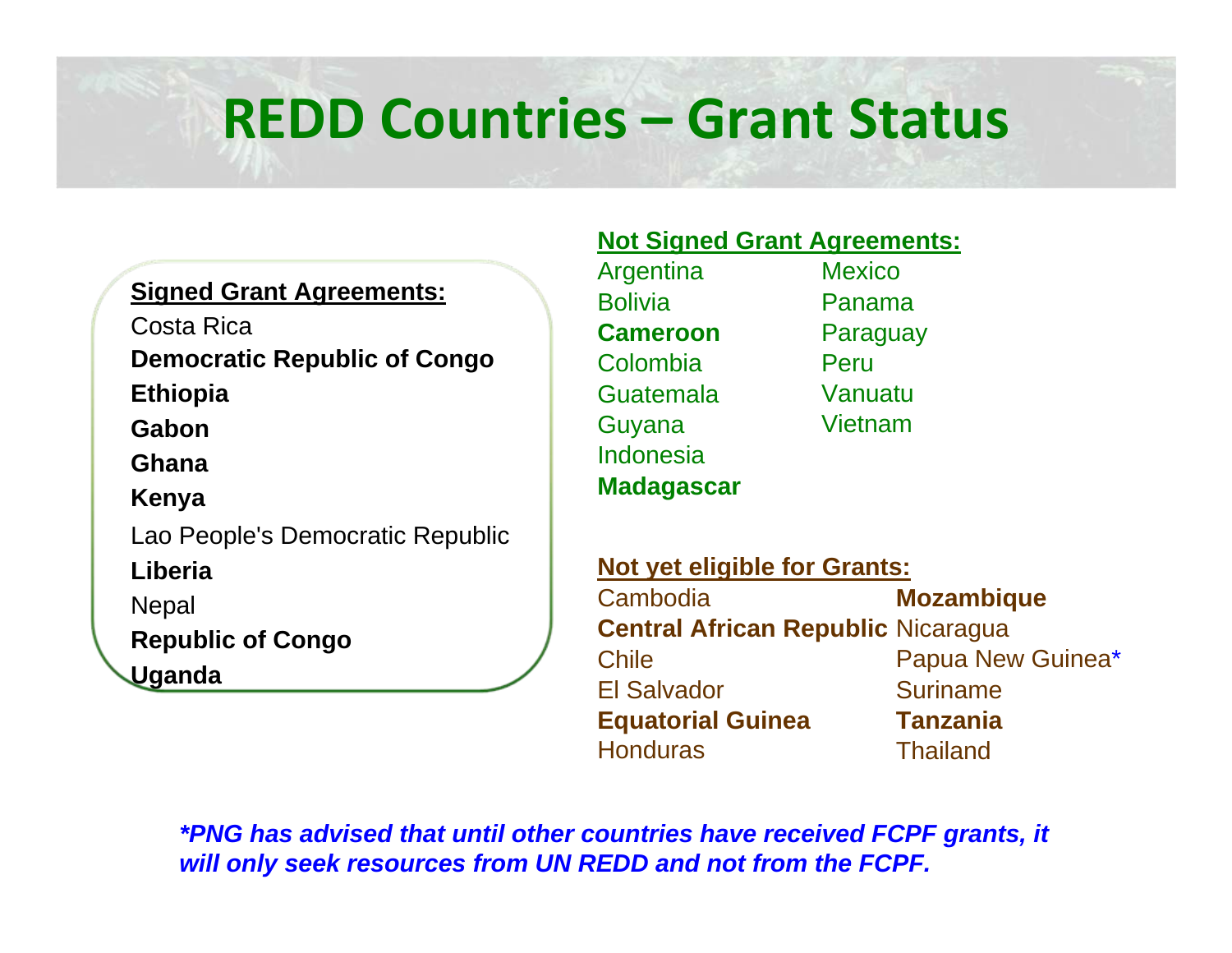# REDD Countries – Grant Status

**Signed Grant Agreements:**

- Costa Rica
- **Democratic Republic of Congo**
- **Ethiopia**
- **Gabon**
- **Ghana**
- **Kenya**
- Lao People's Democratic Republic
- **Liberia**
- Nepal
- **Republic of Congo**
- **Uganda**

**Not Signed Grant Agreements:**

- Argentina
- Bolivia
- **Cameroon**
- Colombia
- Guatemala
- Guyana
- Indonesia
- **Madagascar**
- Mexico
- Panama
- Paraguay
- Peru
- Vanuatu
- Vietnam

**Not yet eligible for Grants:**

- Cambodia
- **Central African Republic**
- Chile
- El Salvador
- **Equatorial Guinea**
- Honduras
- **Mozambique**
- Nicaragua
- Papua New Guinea*
- Suriname
- **Tanzania**
- Thailand

***PNG has advised that until other countries have received FCPF grants, it will only seek resources from UN REDD and not from the FCPF.***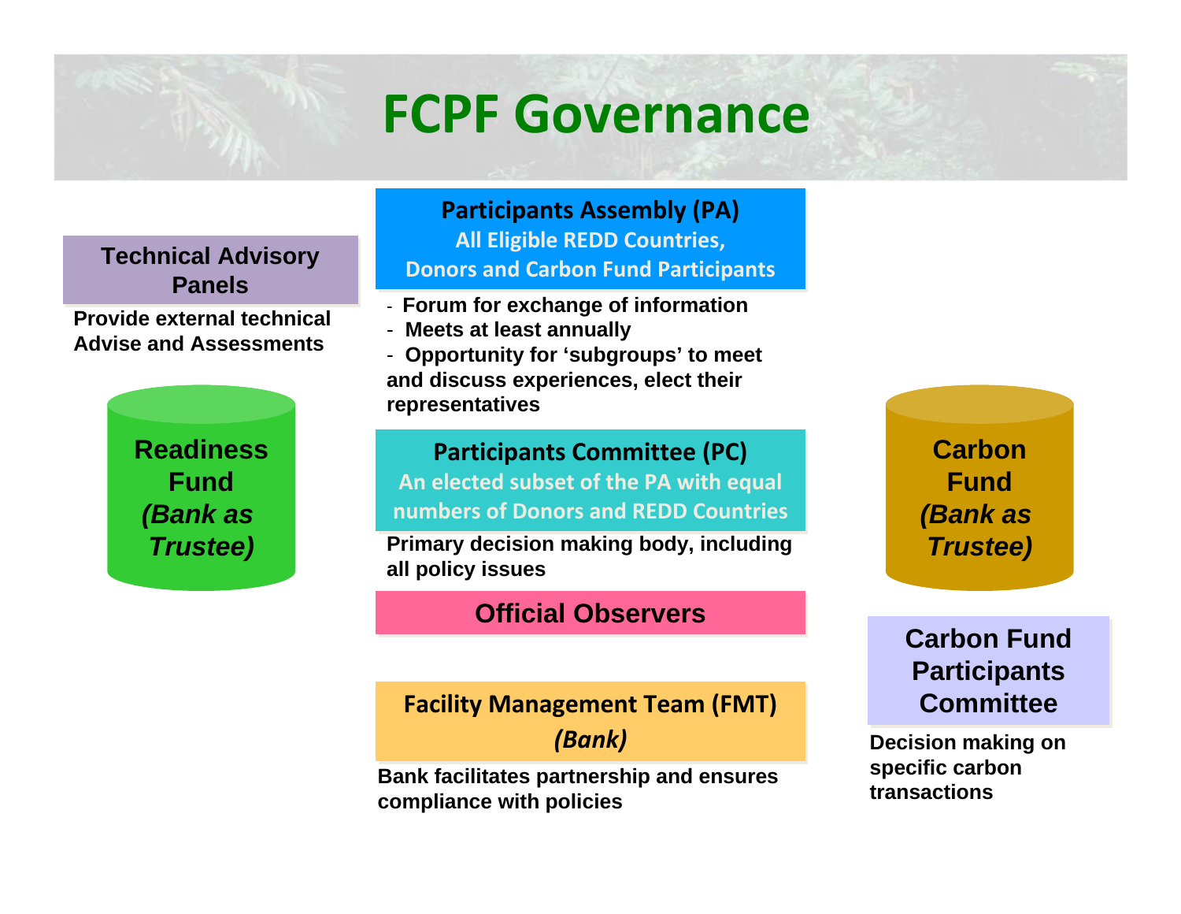# FCPF Governance

## Participants Assembly (PA)

**All Eligible REDD Countries, Donors and Carbon Fund Participants**

- **Forum for exchange of information**
- **Meets at least annually**
- **Opportunity for 'subgroups' to meet and discuss experiences, elect their representatives**

## Technical Advisory Panels

**Provide external technical Advise and Assessments**

## Readiness Fund *(Bank as Trustee)*

## Participants Committee (PC)

**An elected subset of the PA with equal numbers of Donors and REDD Countries**

**Primary decision making body, including all policy issues**

## Official Observers

## Carbon Fund *(Bank as Trustee)*

## Carbon Fund Participants Committee

**Decision making on specific carbon transactions**

## Facility Management Team (FMT) *(Bank)*

**Bank facilitates partnership and ensures compliance with policies**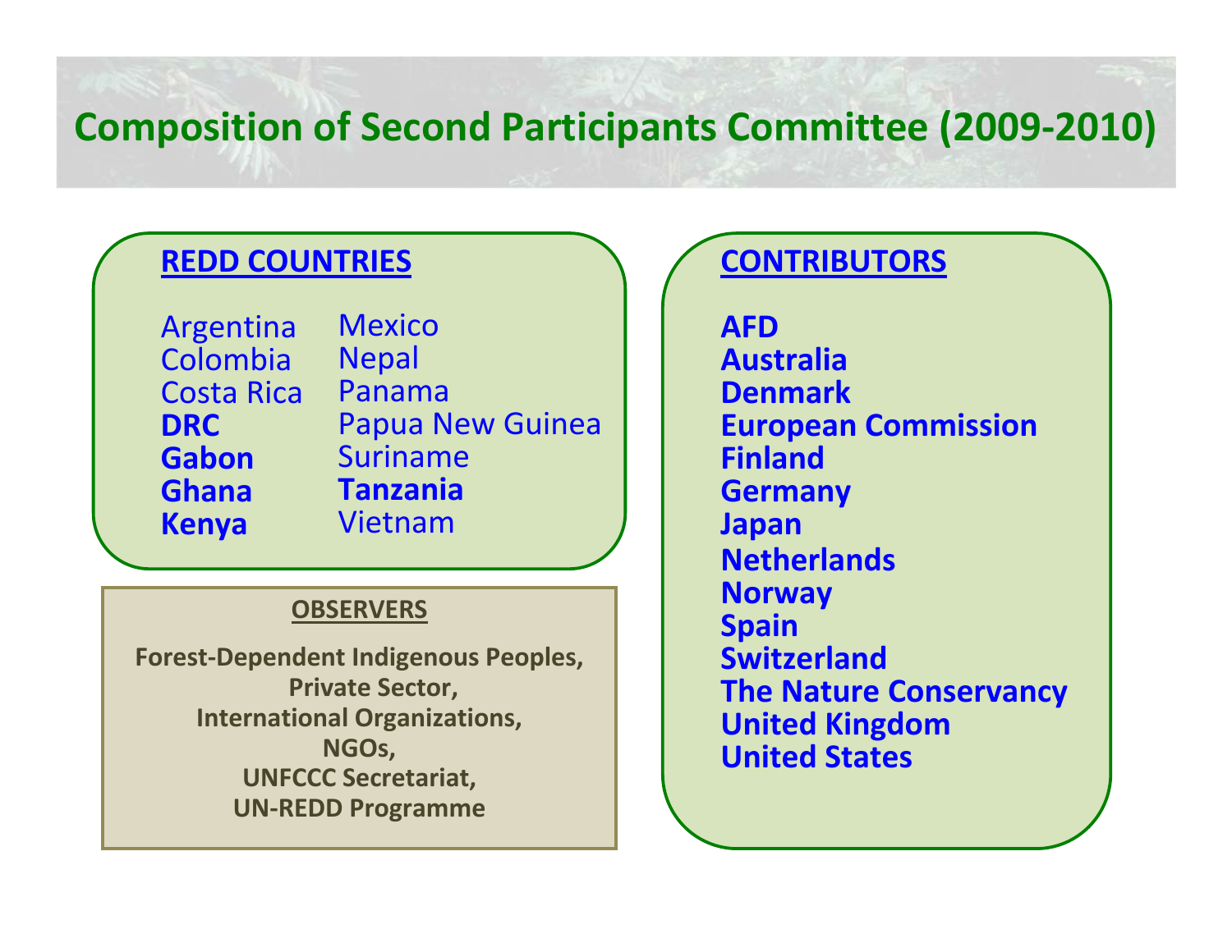# Composition of Second Participants Committee (2009-2010)

## REDD COUNTRIES

- Argentina
- Colombia
- Costa Rica
- **DRC**
- **Gabon**
- **Ghana**
- **Kenya**
- Mexico
- Nepal
- Panama
- Papua New Guinea
- Suriname
- **Tanzania**
- Vietnam

## OBSERVERS

**Forest-Dependent Indigenous Peoples,**
**Private Sector,**
**International Organizations,**
**NGOs,**
**UNFCCC Secretariat,**
**UN-REDD Programme**

## CONTRIBUTORS

- **AFD**
- **Australia**
- **Denmark**
- **European Commission**
- **Finland**
- **Germany**
- **Japan**
- **Netherlands**
- **Norway**
- **Spain**
- **Switzerland**
- **The Nature Conservancy**
- **United Kingdom**
- **United States**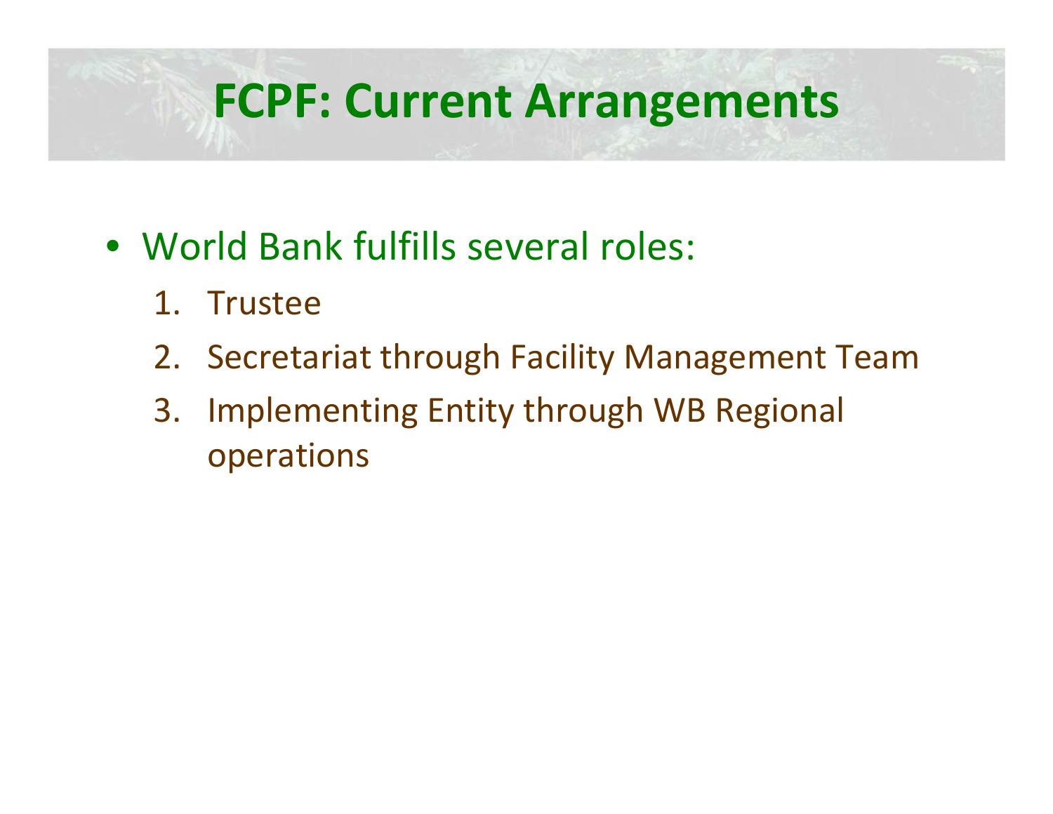# FCPF: Current Arrangements

- World Bank fulfills several roles:
  1. Trustee
  2. Secretariat through Facility Management Team
  3. Implementing Entity through WB Regional operations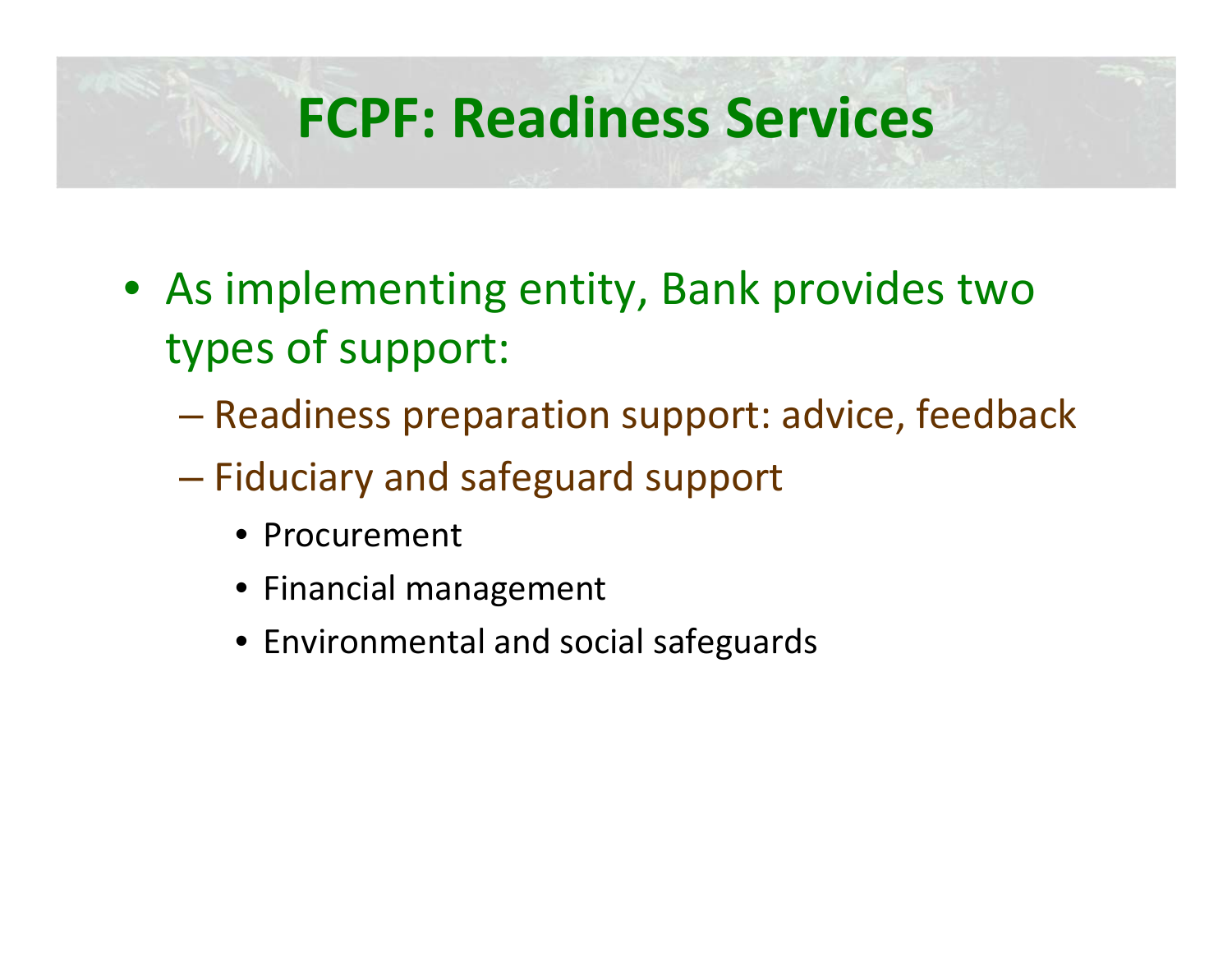# FCPF: Readiness Services

- As implementing entity, Bank provides two types of support:
  - Readiness preparation support: advice, feedback
  - Fiduciary and safeguard support
    - Procurement
    - Financial management
    - Environmental and social safeguards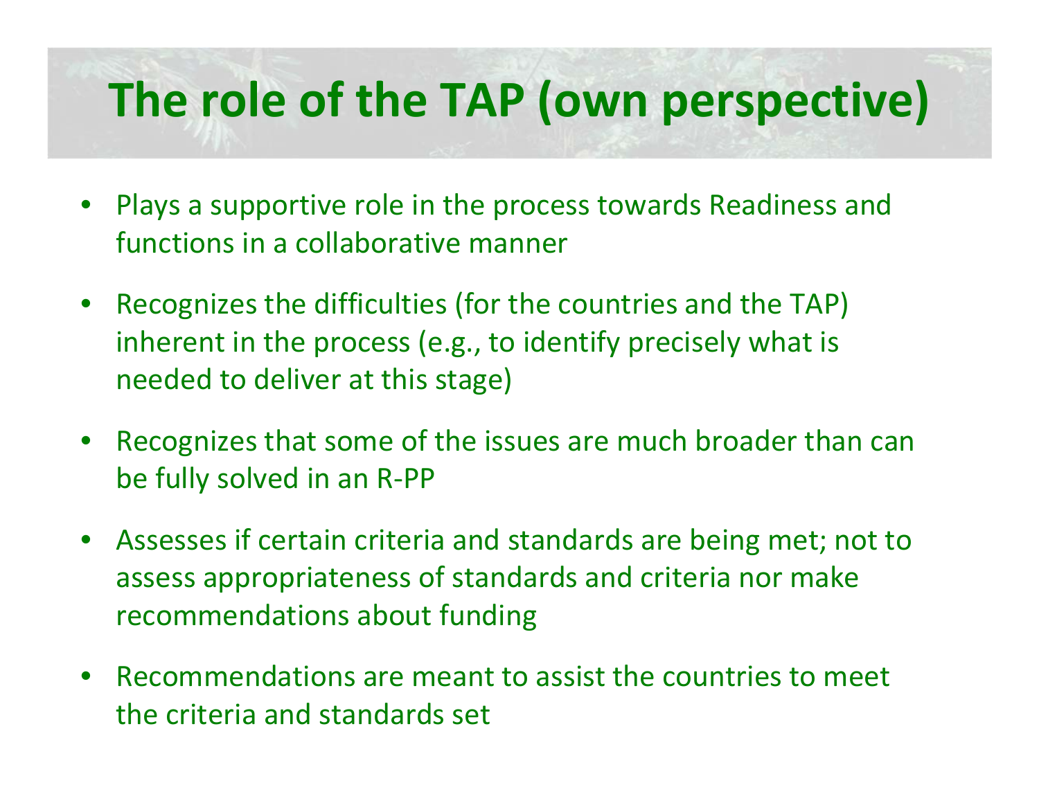# The role of the TAP (own perspective)

- Plays a supportive role in the process towards Readiness and functions in a collaborative manner
- Recognizes the difficulties (for the countries and the TAP) inherent in the process (e.g., to identify precisely what is needed to deliver at this stage)
- Recognizes that some of the issues are much broader than can be fully solved in an R-PP
- Assesses if certain criteria and standards are being met; not to assess appropriateness of standards and criteria nor make recommendations about funding
- Recommendations are meant to assist the countries to meet the criteria and standards set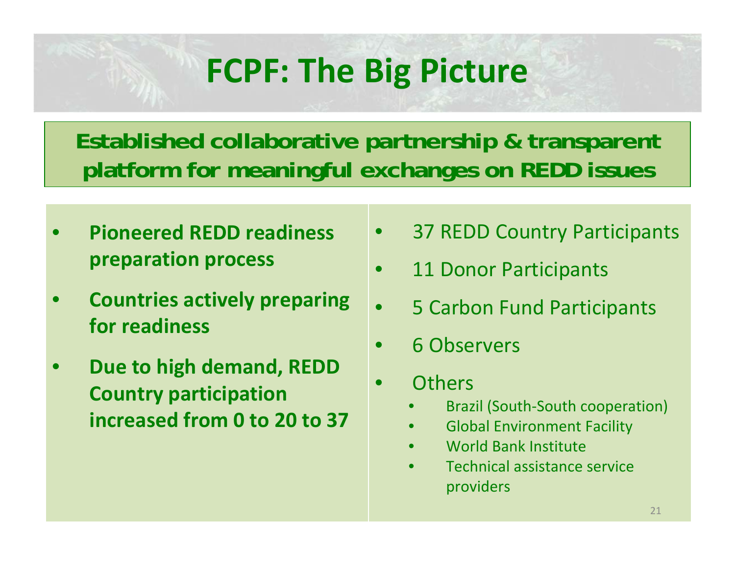# FCPF: The Big Picture

**Established collaborative partnership & transparent platform for meaningful exchanges on REDD issues**

- **Pioneered REDD readiness preparation process**
- **Countries actively preparing for readiness**
- **Due to high demand, REDD Country participation increased from 0 to 20 to 37**

- 37 REDD Country Participants
- 11 Donor Participants
- 5 Carbon Fund Participants
- 6 Observers
- Others
  - Brazil (South-South cooperation)
  - Global Environment Facility
  - World Bank Institute
  - Technical assistance service providers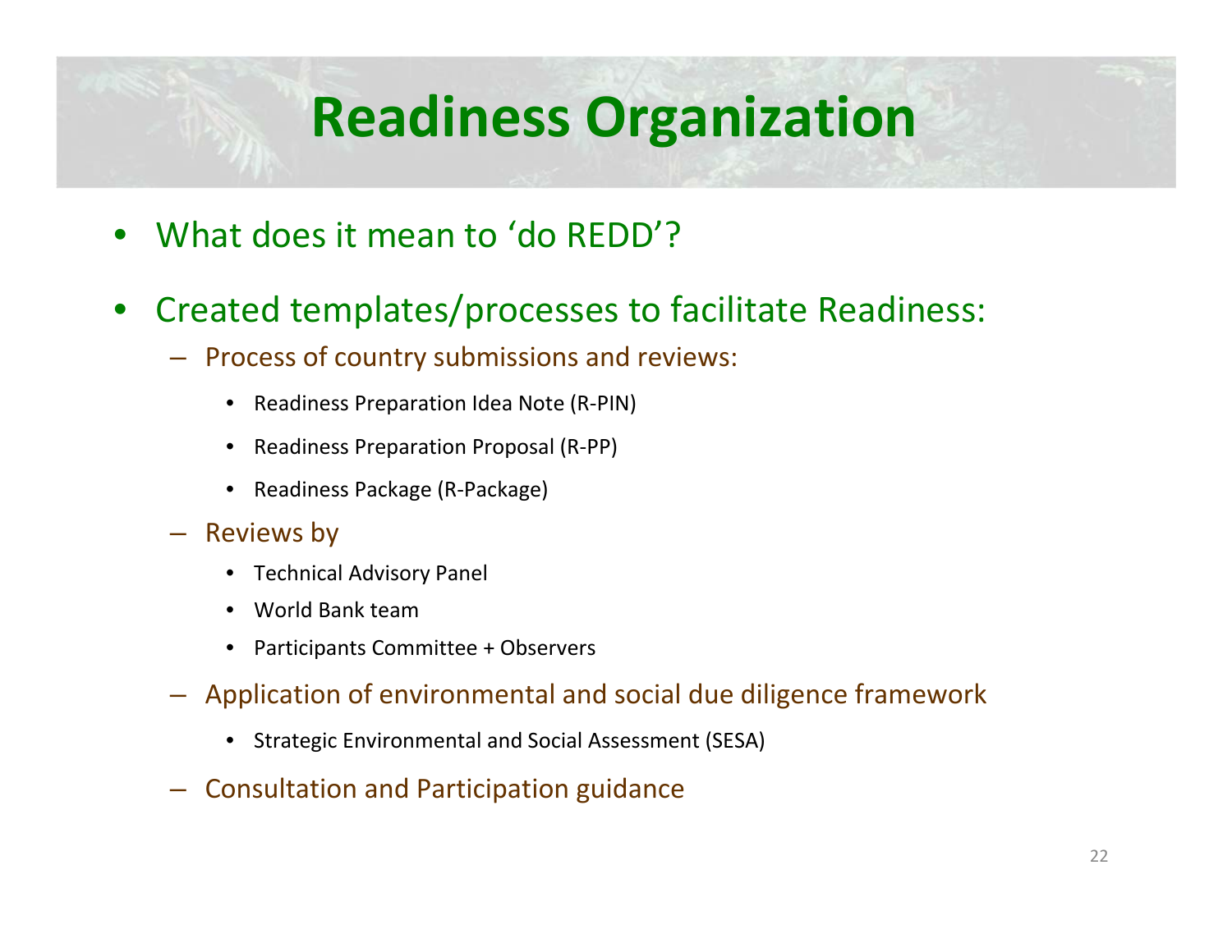# Readiness Organization

- What does it mean to 'do REDD'?
- Created templates/processes to facilitate Readiness:
  - Process of country submissions and reviews:
    - Readiness Preparation Idea Note (R-PIN)
    - Readiness Preparation Proposal (R-PP)
    - Readiness Package (R-Package)
  - Reviews by
    - Technical Advisory Panel
    - World Bank team
    - Participants Committee + Observers
  - Application of environmental and social due diligence framework
    - Strategic Environmental and Social Assessment (SESA)
  - Consultation and Participation guidance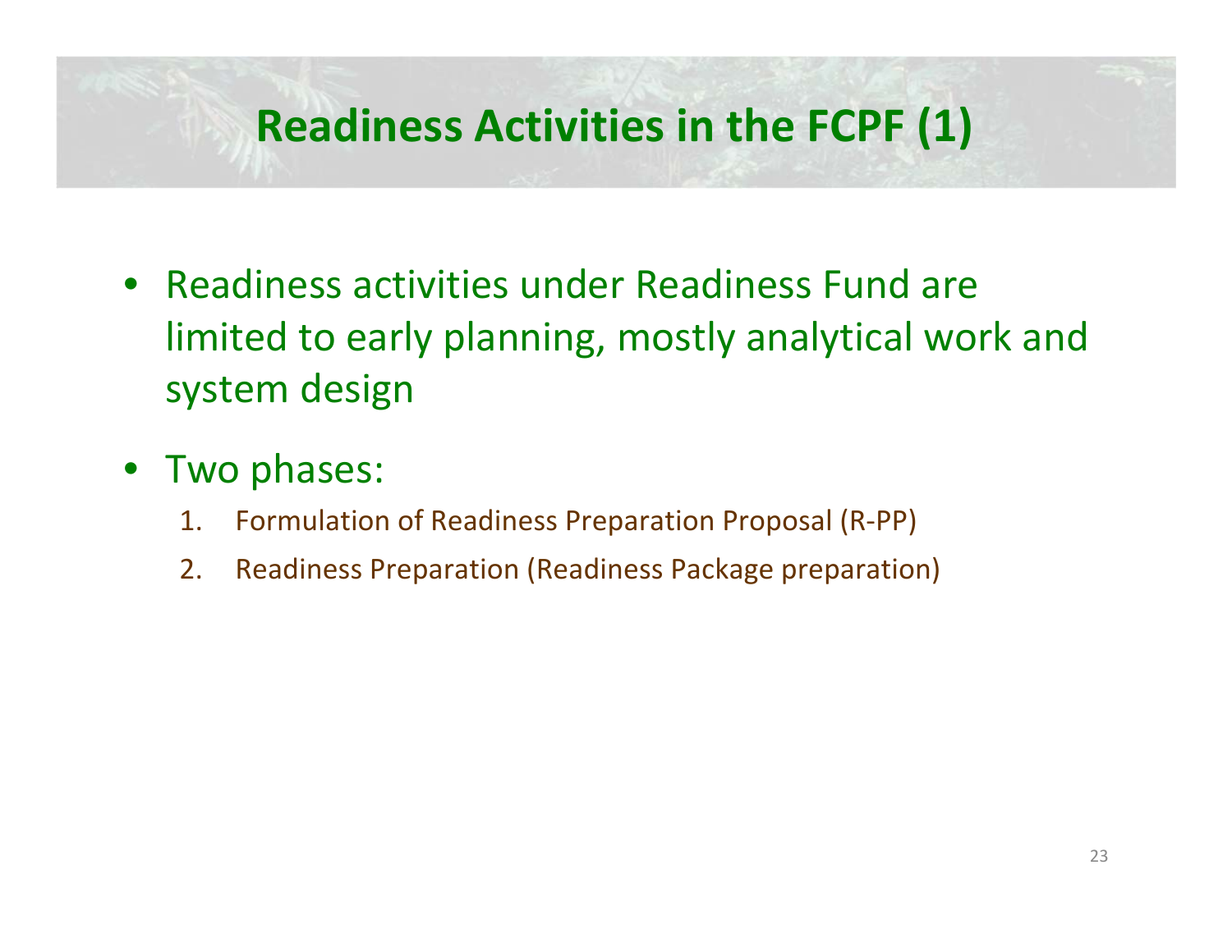# Readiness Activities in the FCPF (1)

- Readiness activities under Readiness Fund are limited to early planning, mostly analytical work and system design
- Two phases:
    1. Formulation of Readiness Preparation Proposal (R-PP)
    2. Readiness Preparation (Readiness Package preparation)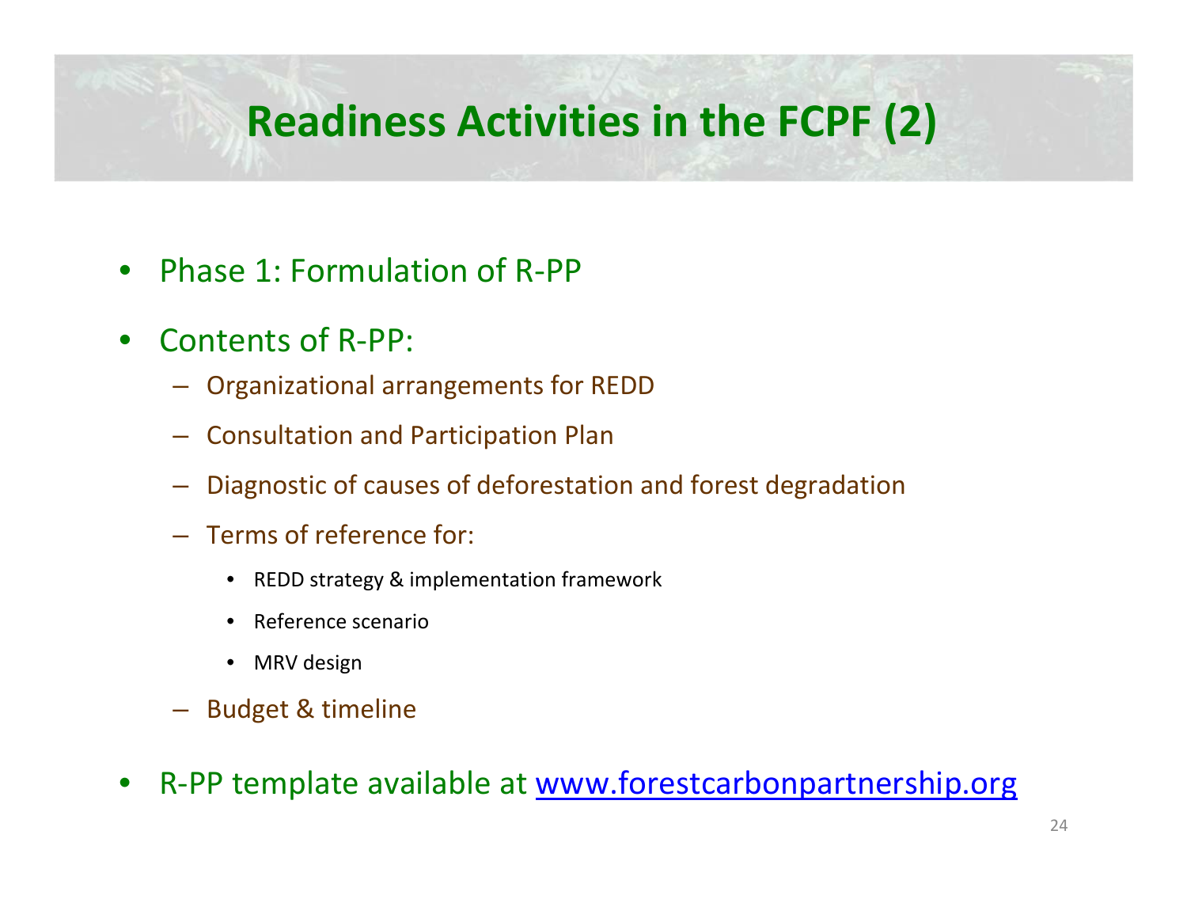# Readiness Activities in the FCPF (2)

- Phase 1: Formulation of R-PP
- Contents of R-PP:
  - Organizational arrangements for REDD
  - Consultation and Participation Plan
  - Diagnostic of causes of deforestation and forest degradation
  - Terms of reference for:
    - REDD strategy & implementation framework
    - Reference scenario
    - MRV design
  - Budget & timeline
- R-PP template available at [www.forestcarbonpartnership.org](http://www.forestcarbonpartnership.org)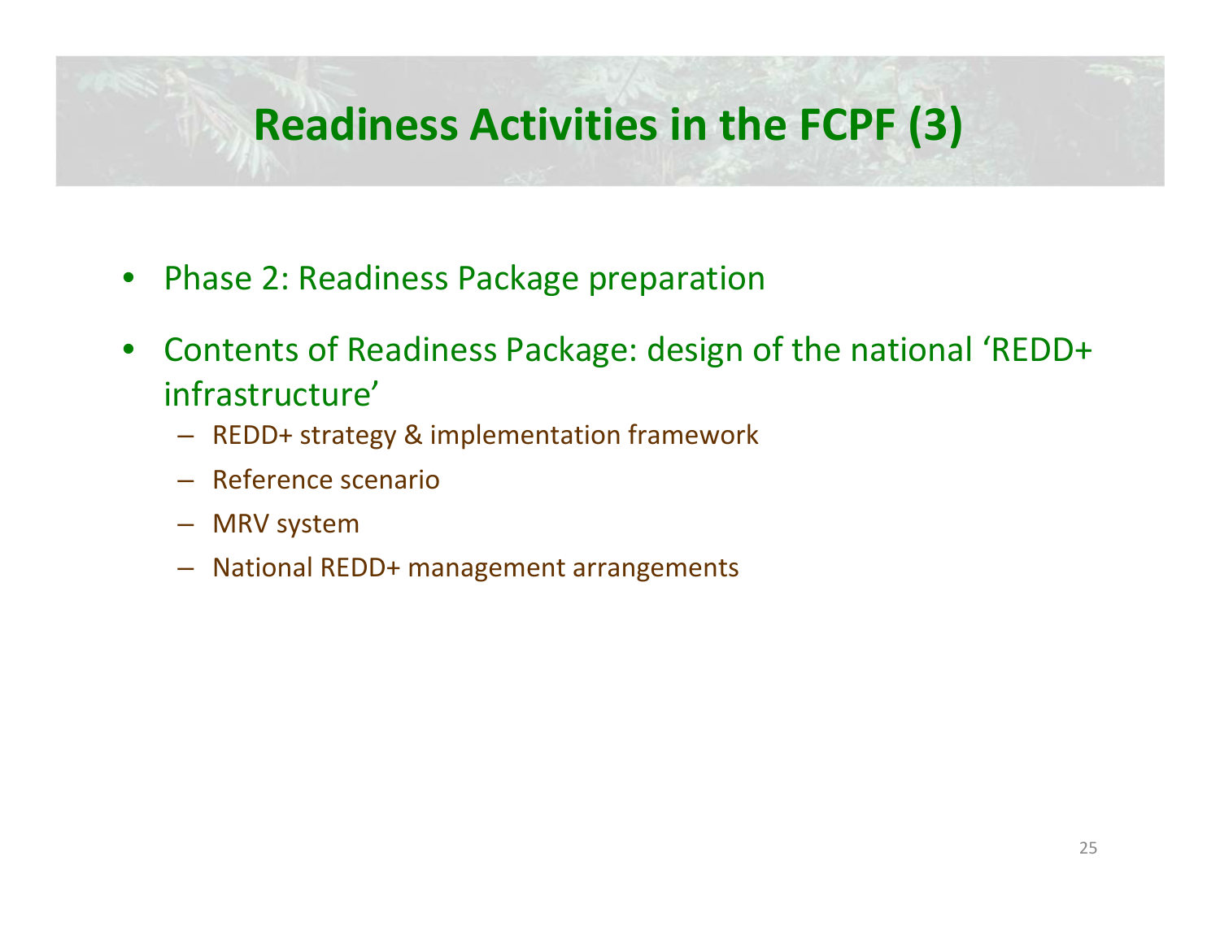# Readiness Activities in the FCPF (3)

- Phase 2: Readiness Package preparation
- Contents of Readiness Package: design of the national 'REDD+ infrastructure'
  - REDD+ strategy & implementation framework
  - Reference scenario
  - MRV system
  - National REDD+ management arrangements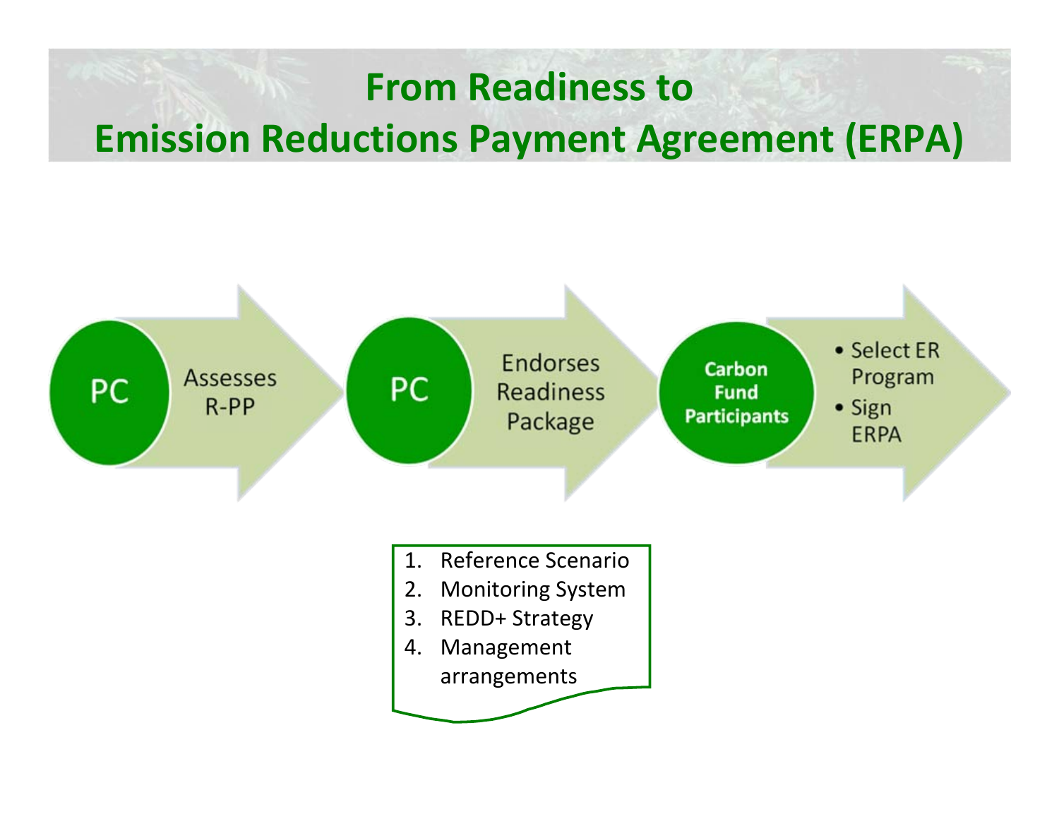# From Readiness to Emission Reductions Payment Agreement (ERPA)

**PC** — Assesses R-PP

**PC** — Endorses Readiness Package

**Carbon Fund Participants**
- Select ER Program
- Sign ERPA

1. Reference Scenario
2. Monitoring System
3. REDD+ Strategy
4. Management arrangements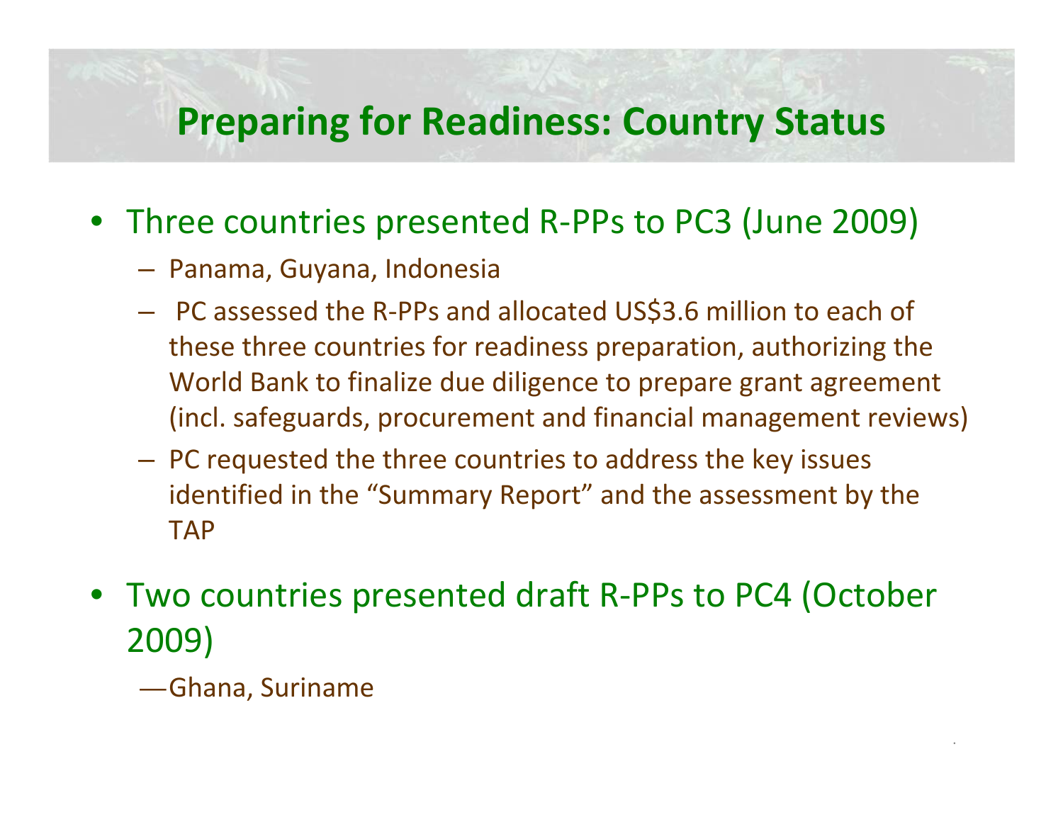# Preparing for Readiness: Country Status

- Three countries presented R-PPs to PC3 (June 2009)
  - Panama, Guyana, Indonesia
  - PC assessed the R-PPs and allocated US$3.6 million to each of these three countries for readiness preparation, authorizing the World Bank to finalize due diligence to prepare grant agreement (incl. safeguards, procurement and financial management reviews)
  - PC requested the three countries to address the key issues identified in the "Summary Report" and the assessment by the TAP
- Two countries presented draft R-PPs to PC4 (October 2009)
  - Ghana, Suriname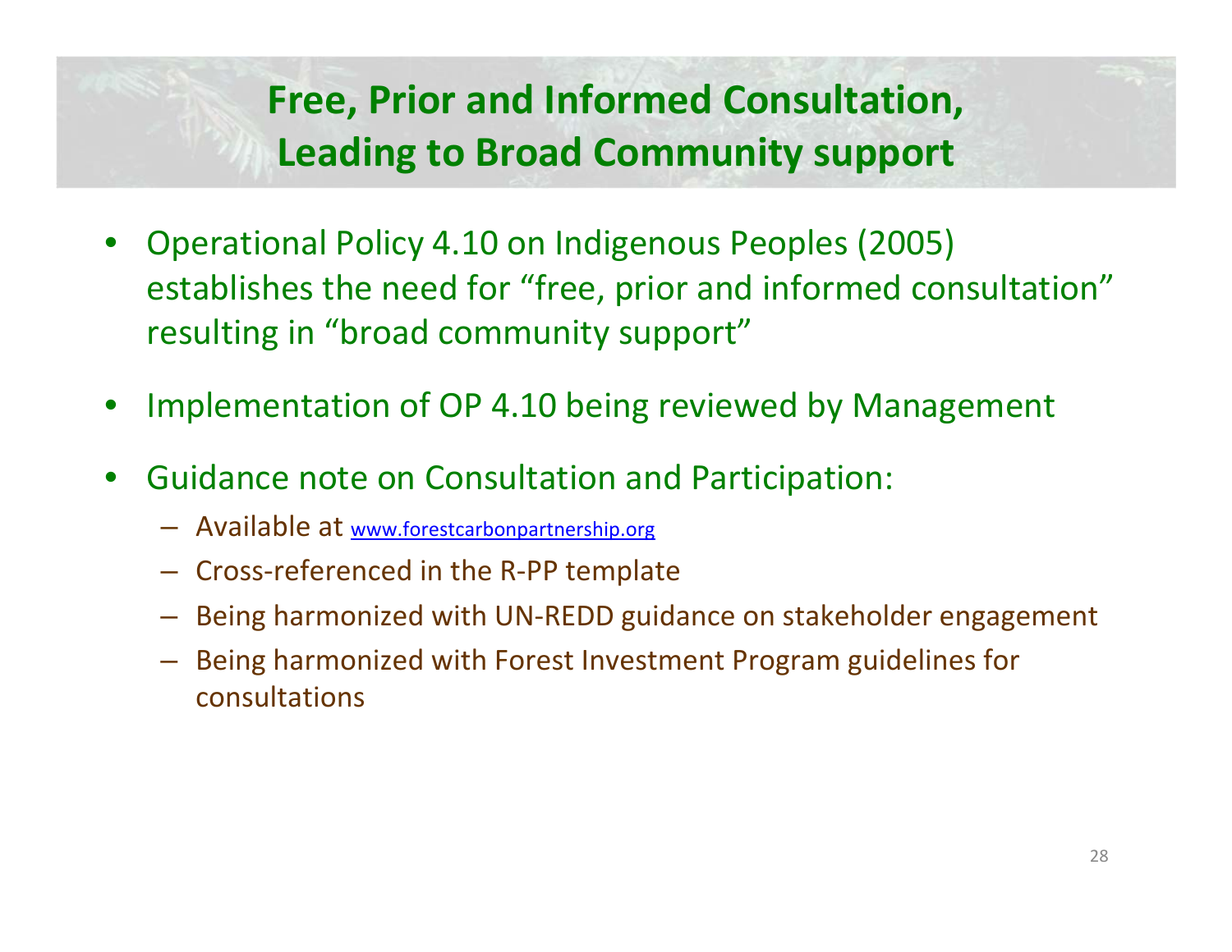# Free, Prior and Informed Consultation, Leading to Broad Community support

- Operational Policy 4.10 on Indigenous Peoples (2005) establishes the need for "free, prior and informed consultation" resulting in "broad community support"
- Implementation of OP 4.10 being reviewed by Management
- Guidance note on Consultation and Participation:
  - Available at www.forestcarbonpartnership.org
  - Cross-referenced in the R-PP template
  - Being harmonized with UN-REDD guidance on stakeholder engagement
  - Being harmonized with Forest Investment Program guidelines for consultations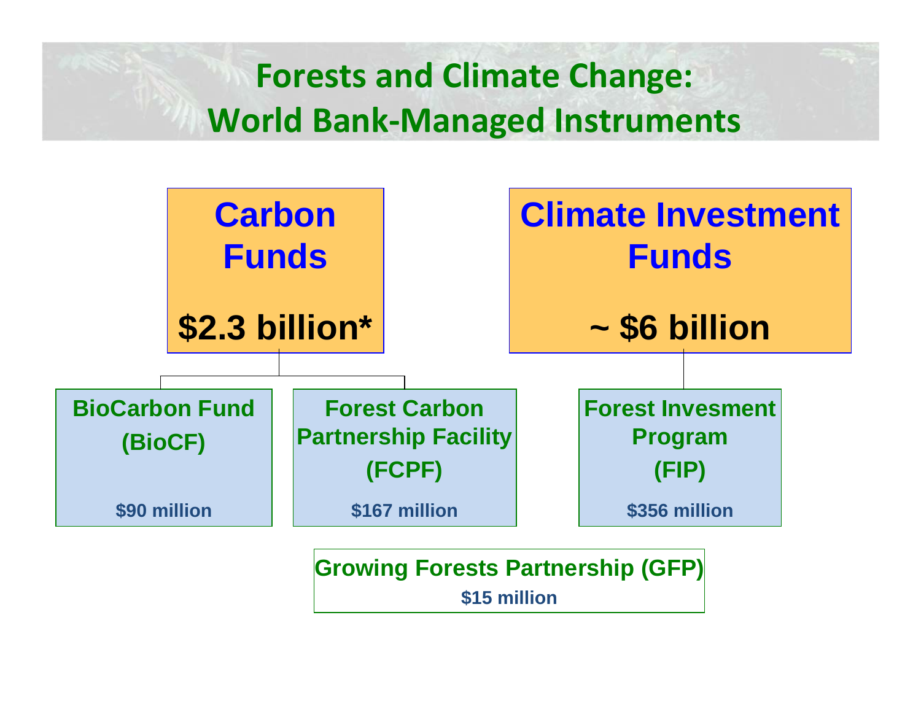# Forests and Climate Change: World Bank-Managed Instruments

**Carbon Funds**

**$2.3 billion***

- **BioCarbon Fund (BioCF)** — $90 million
- **Forest Carbon Partnership Facility (FCPF)** — $167 million

**Climate Investment Funds**

**~ $6 billion**

- **Forest Invesment Program (FIP)** — $356 million

**Growing Forests Partnership (GFP)** — $15 million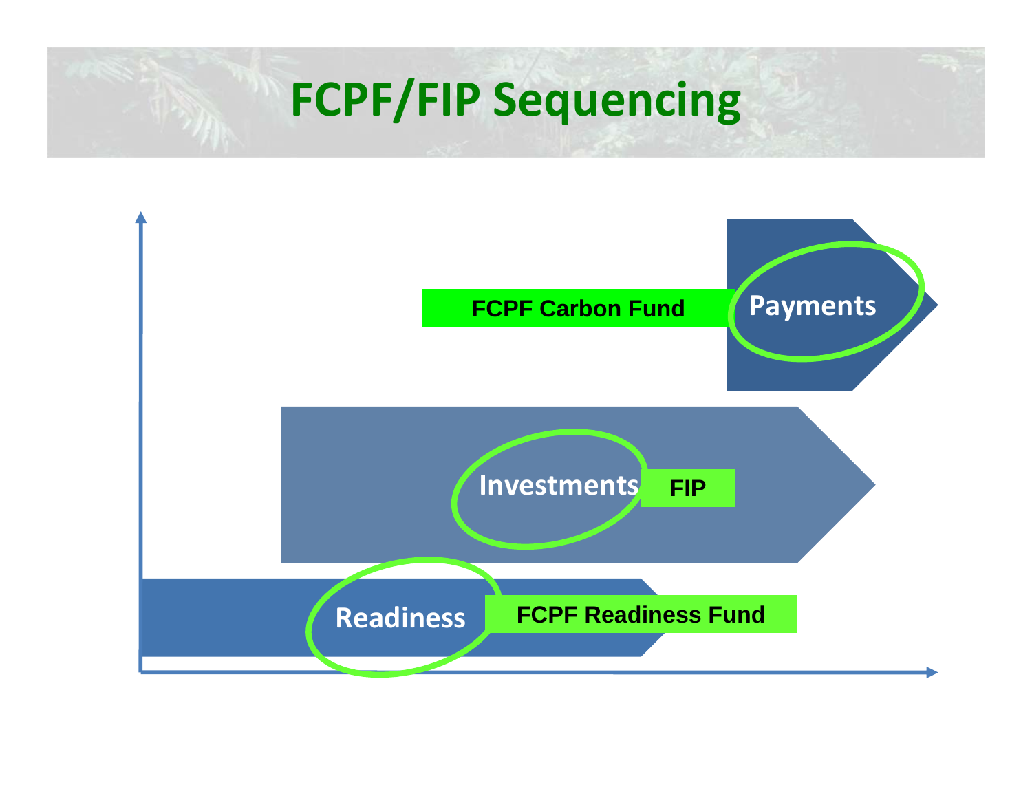# FCPF/FIP Sequencing

FCPF Carbon Fund

Payments

Investments

FIP

Readiness

FCPF Readiness Fund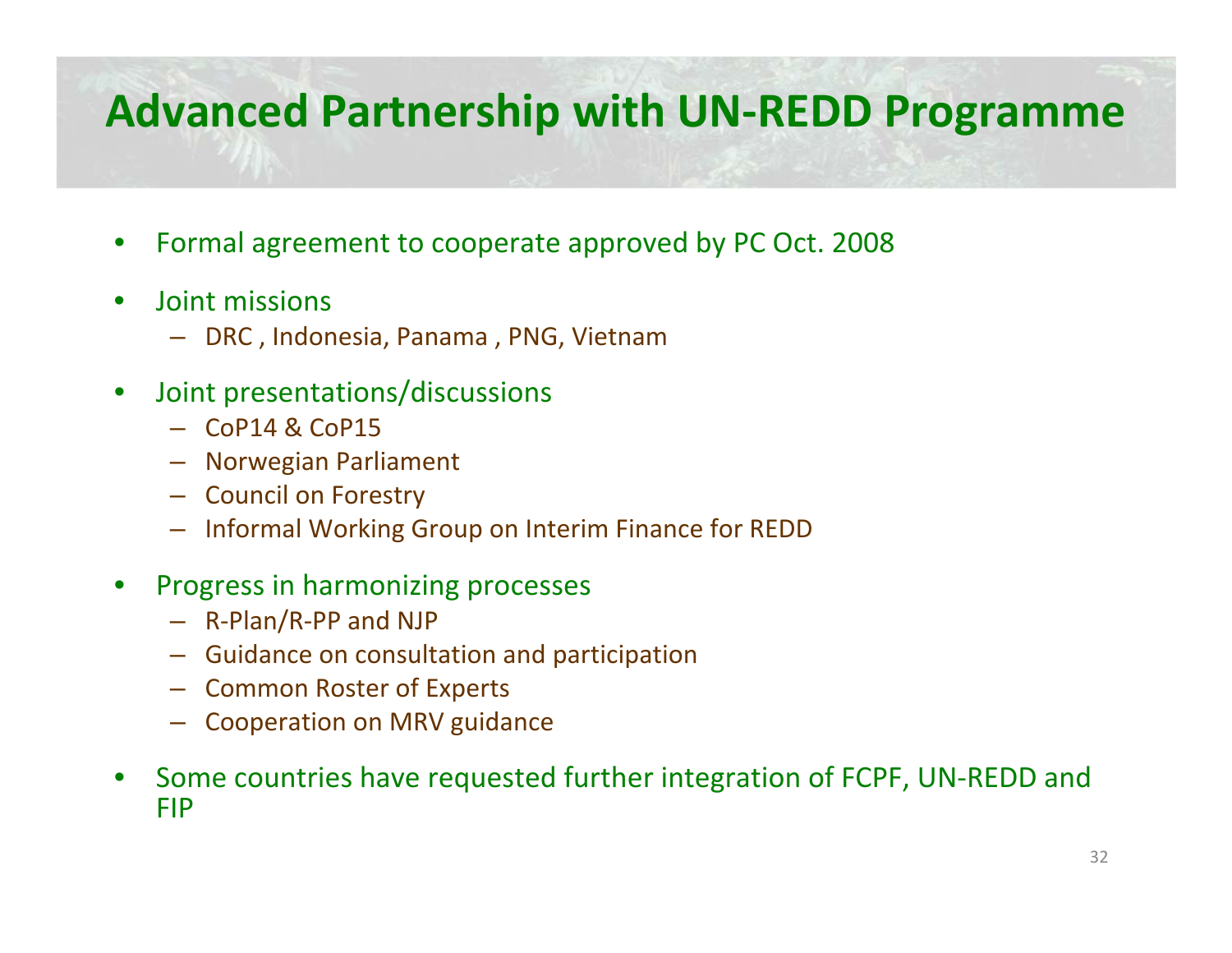# Advanced Partnership with UN-REDD Programme

- Formal agreement to cooperate approved by PC Oct. 2008
- Joint missions
  - DRC , Indonesia, Panama , PNG, Vietnam
- Joint presentations/discussions
  - CoP14 & CoP15
  - Norwegian Parliament
  - Council on Forestry
  - Informal Working Group on Interim Finance for REDD
- Progress in harmonizing processes
  - R-Plan/R-PP and NJP
  - Guidance on consultation and participation
  - Common Roster of Experts
  - Cooperation on MRV guidance
- Some countries have requested further integration of FCPF, UN-REDD and FIP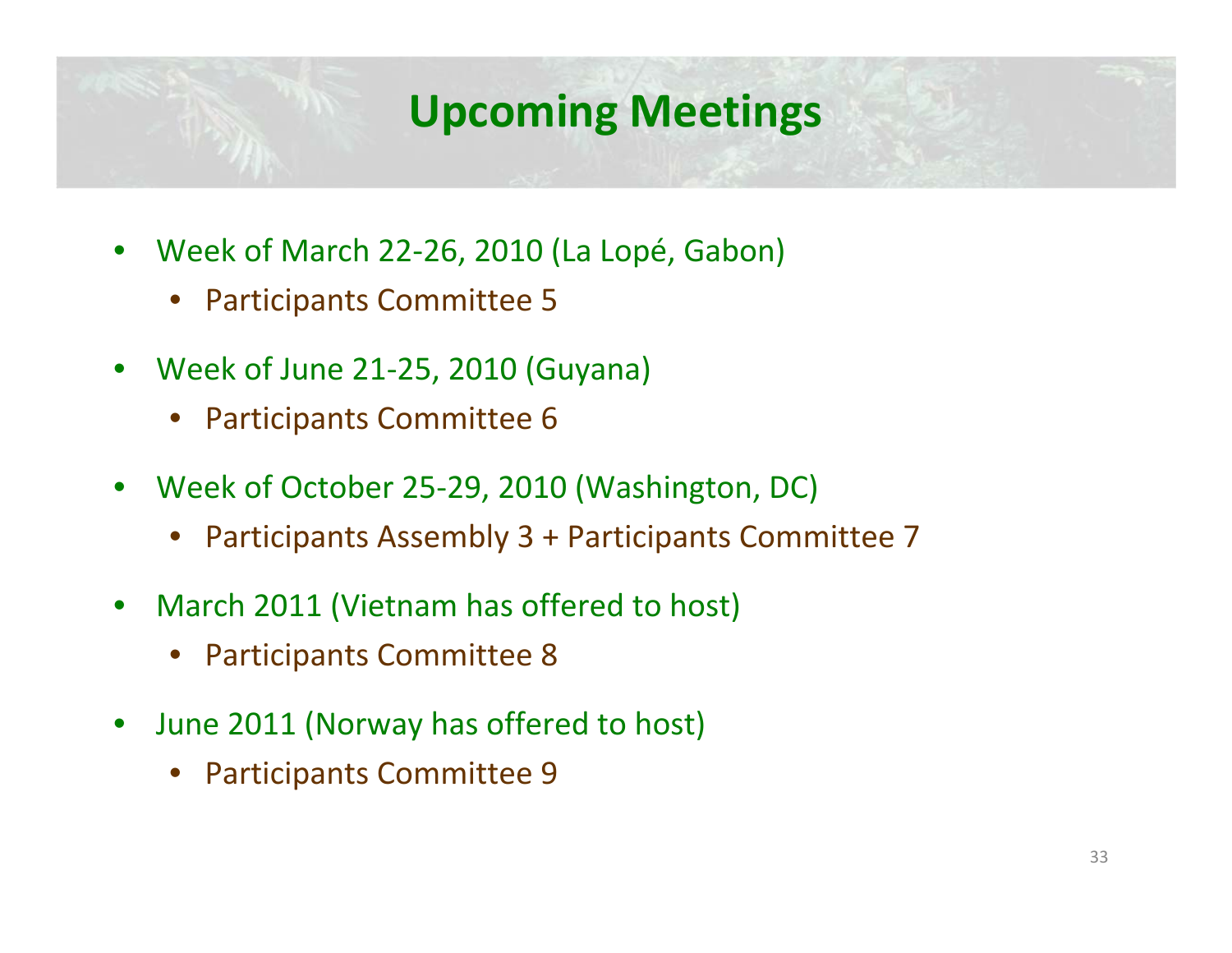# Upcoming Meetings

- Week of March 22-26, 2010 (La Lopé, Gabon)
  - Participants Committee 5
- Week of June 21-25, 2010 (Guyana)
  - Participants Committee 6
- Week of October 25-29, 2010 (Washington, DC)
  - Participants Assembly 3 + Participants Committee 7
- March 2011 (Vietnam has offered to host)
  - Participants Committee 8
- June 2011 (Norway has offered to host)
  - Participants Committee 9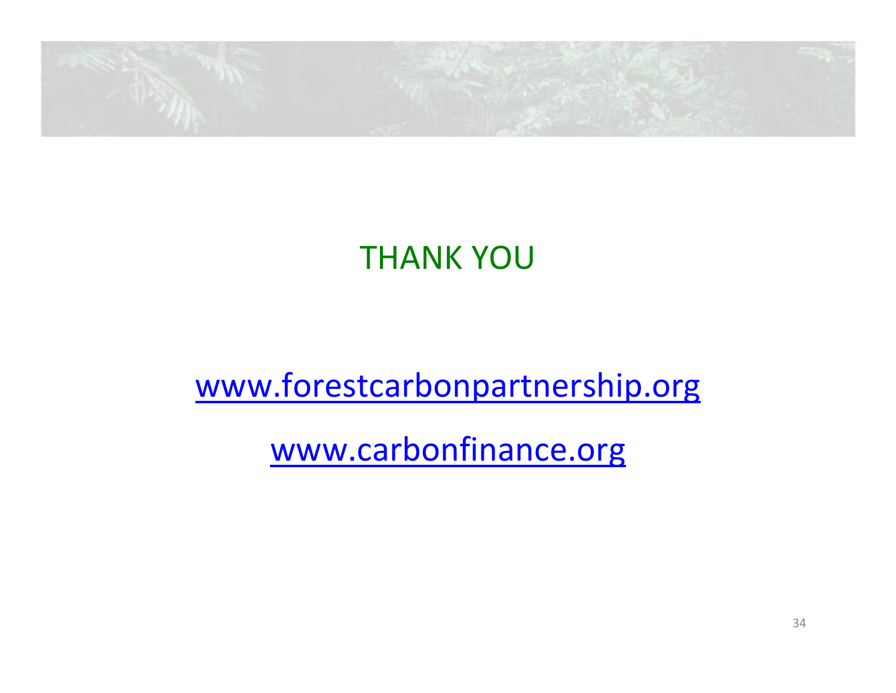THANK YOU

[www.forestcarbonpartnership.org](http://www.forestcarbonpartnership.org)

[www.carbonfinance.org](http://www.carbonfinance.org)